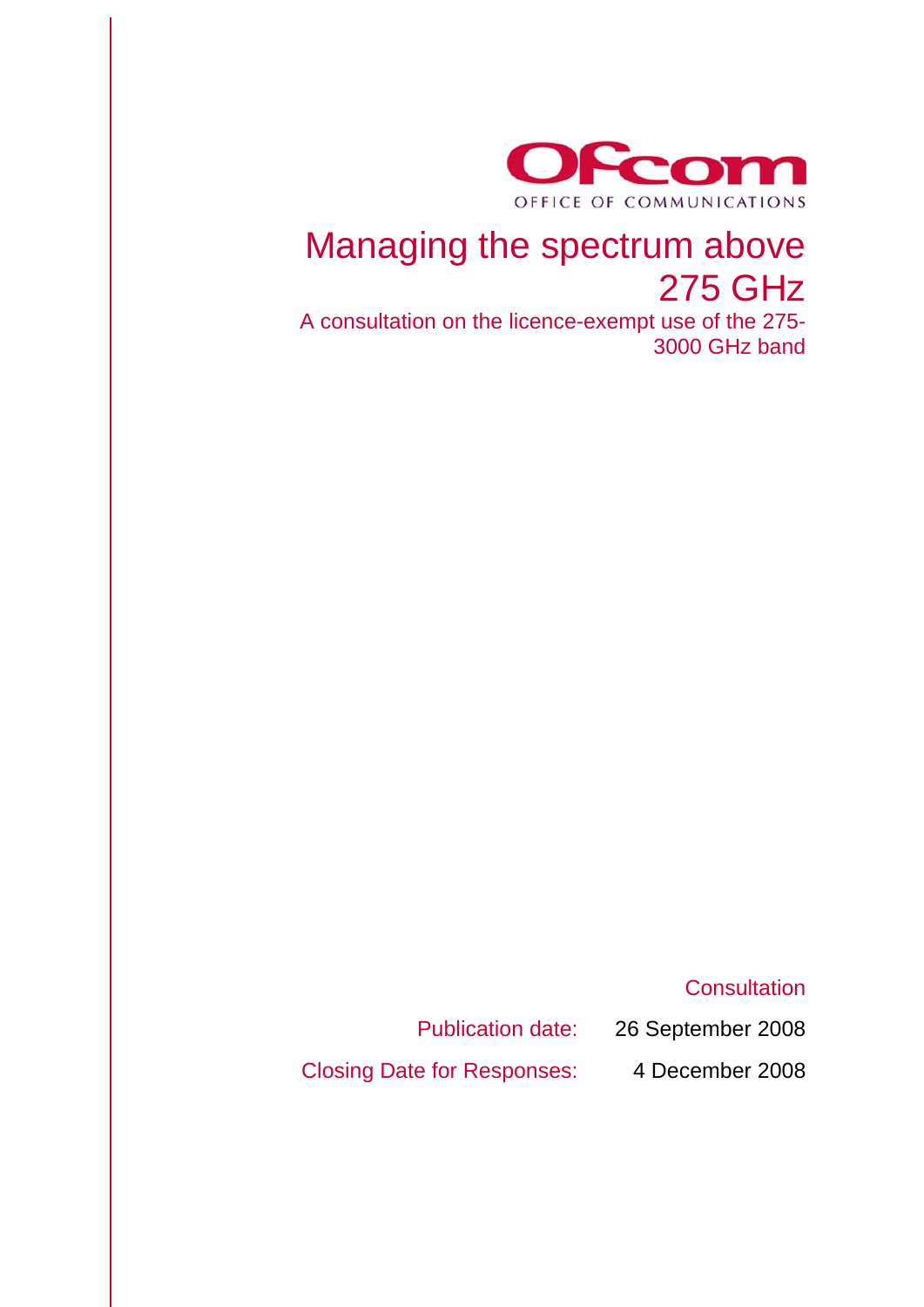Ofcom

OFFICE OF COMMUNICATIONS

# Managing the spectrum above 275 GHz

A consultation on the licence-exempt use of the 275-3000 GHz band

Consultation

Publication date: 26 September 2008

Closing Date for Responses: 4 December 2008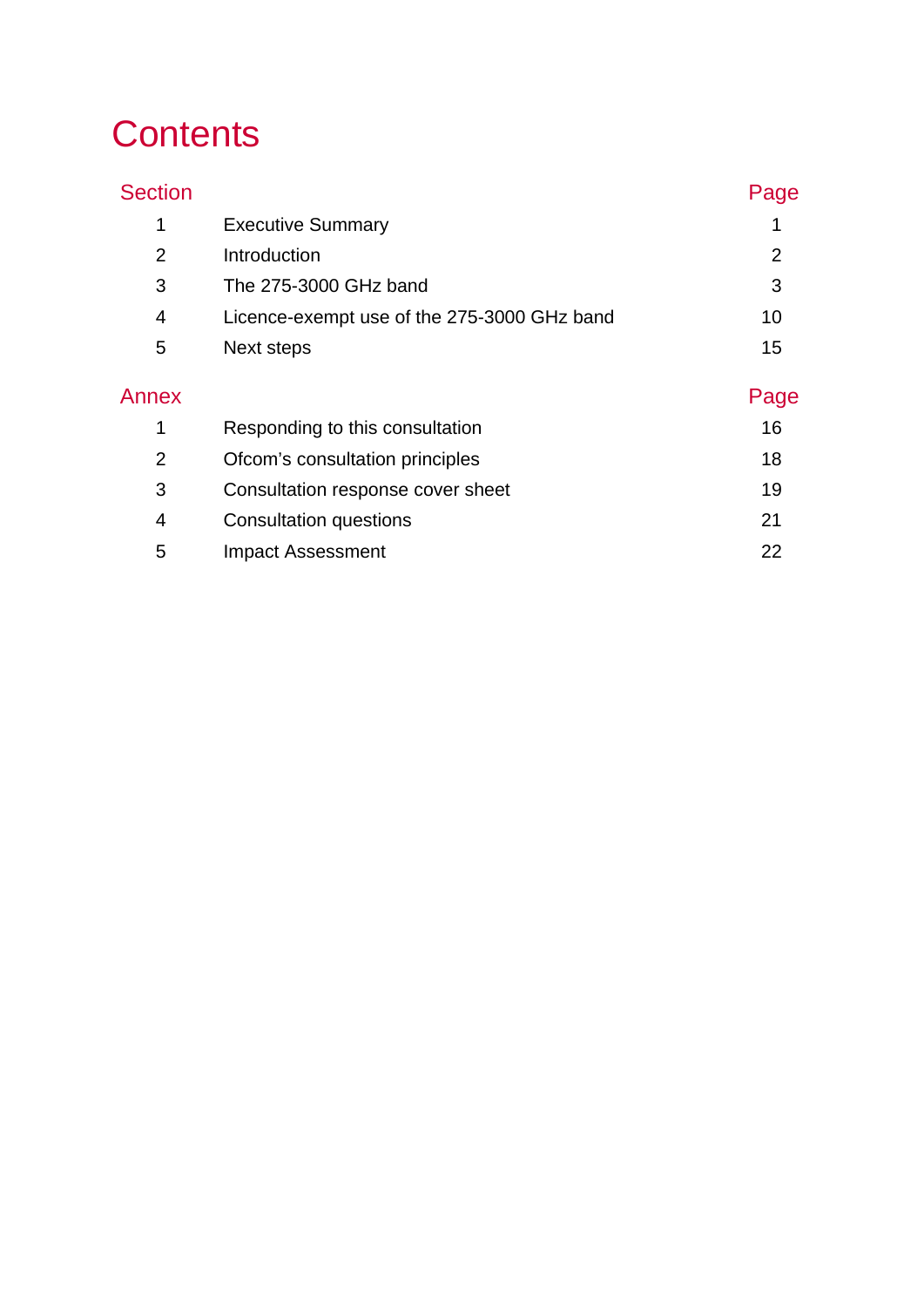# Contents

| Section | | Page |
|---|---|---|
| 1 | Executive Summary | 1 |
| 2 | Introduction | 2 |
| 3 | The 275-3000 GHz band | 3 |
| 4 | Licence-exempt use of the 275-3000 GHz band | 10 |
| 5 | Next steps | 15 |

| Annex | | Page |
|---|---|---|
| 1 | Responding to this consultation | 16 |
| 2 | Ofcom's consultation principles | 18 |
| 3 | Consultation response cover sheet | 19 |
| 4 | Consultation questions | 21 |
| 5 | Impact Assessment | 22 |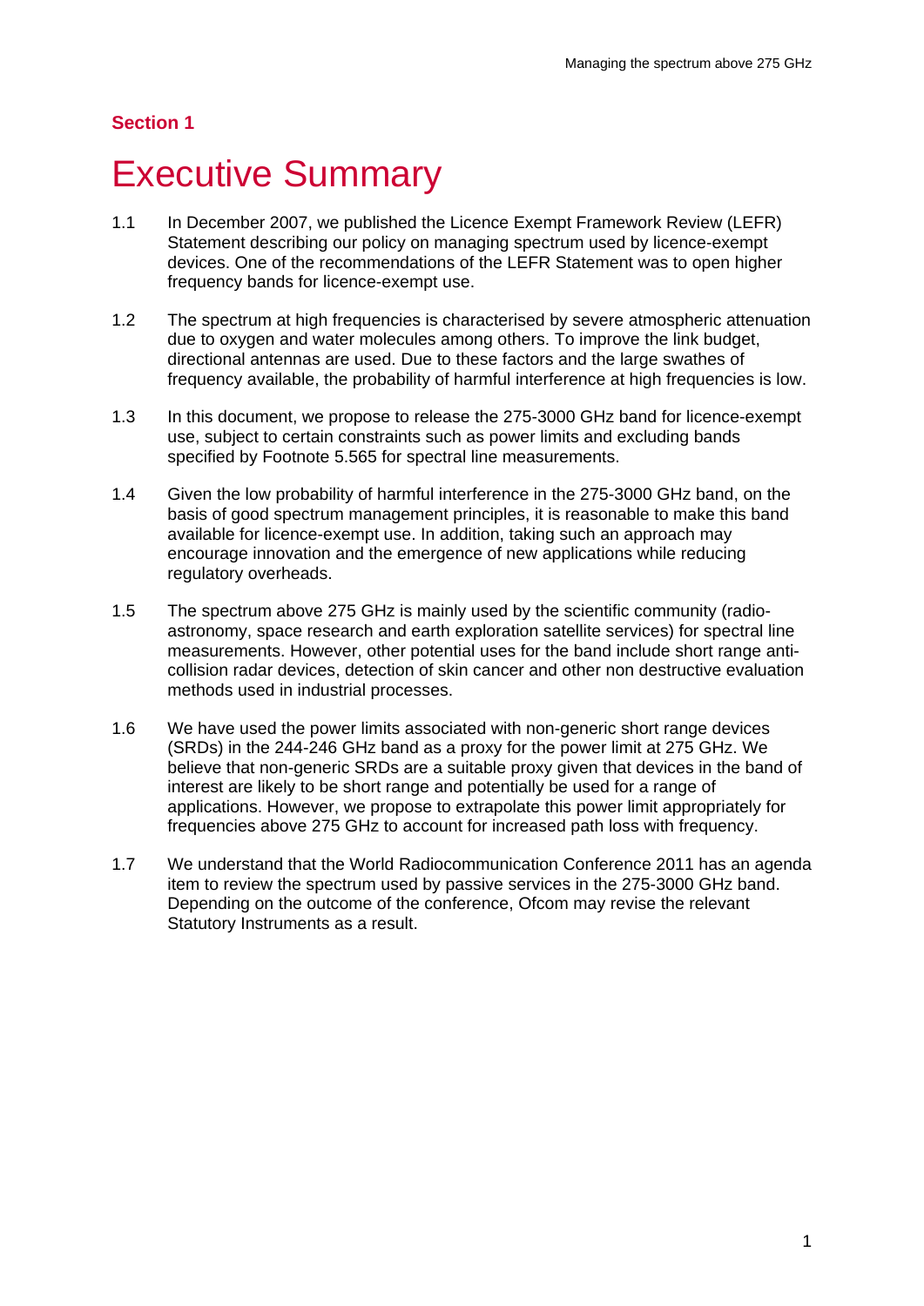## Section 1

# Executive Summary

1.1 In December 2007, we published the Licence Exempt Framework Review (LEFR) Statement describing our policy on managing spectrum used by licence-exempt devices. One of the recommendations of the LEFR Statement was to open higher frequency bands for licence-exempt use.

1.2 The spectrum at high frequencies is characterised by severe atmospheric attenuation due to oxygen and water molecules among others. To improve the link budget, directional antennas are used. Due to these factors and the large swathes of frequency available, the probability of harmful interference at high frequencies is low.

1.3 In this document, we propose to release the 275-3000 GHz band for licence-exempt use, subject to certain constraints such as power limits and excluding bands specified by Footnote 5.565 for spectral line measurements.

1.4 Given the low probability of harmful interference in the 275-3000 GHz band, on the basis of good spectrum management principles, it is reasonable to make this band available for licence-exempt use. In addition, taking such an approach may encourage innovation and the emergence of new applications while reducing regulatory overheads.

1.5 The spectrum above 275 GHz is mainly used by the scientific community (radio-astronomy, space research and earth exploration satellite services) for spectral line measurements. However, other potential uses for the band include short range anti-collision radar devices, detection of skin cancer and other non destructive evaluation methods used in industrial processes.

1.6 We have used the power limits associated with non-generic short range devices (SRDs) in the 244-246 GHz band as a proxy for the power limit at 275 GHz. We believe that non-generic SRDs are a suitable proxy given that devices in the band of interest are likely to be short range and potentially be used for a range of applications. However, we propose to extrapolate this power limit appropriately for frequencies above 275 GHz to account for increased path loss with frequency.

1.7 We understand that the World Radiocommunication Conference 2011 has an agenda item to review the spectrum used by passive services in the 275-3000 GHz band. Depending on the outcome of the conference, Ofcom may revise the relevant Statutory Instruments as a result.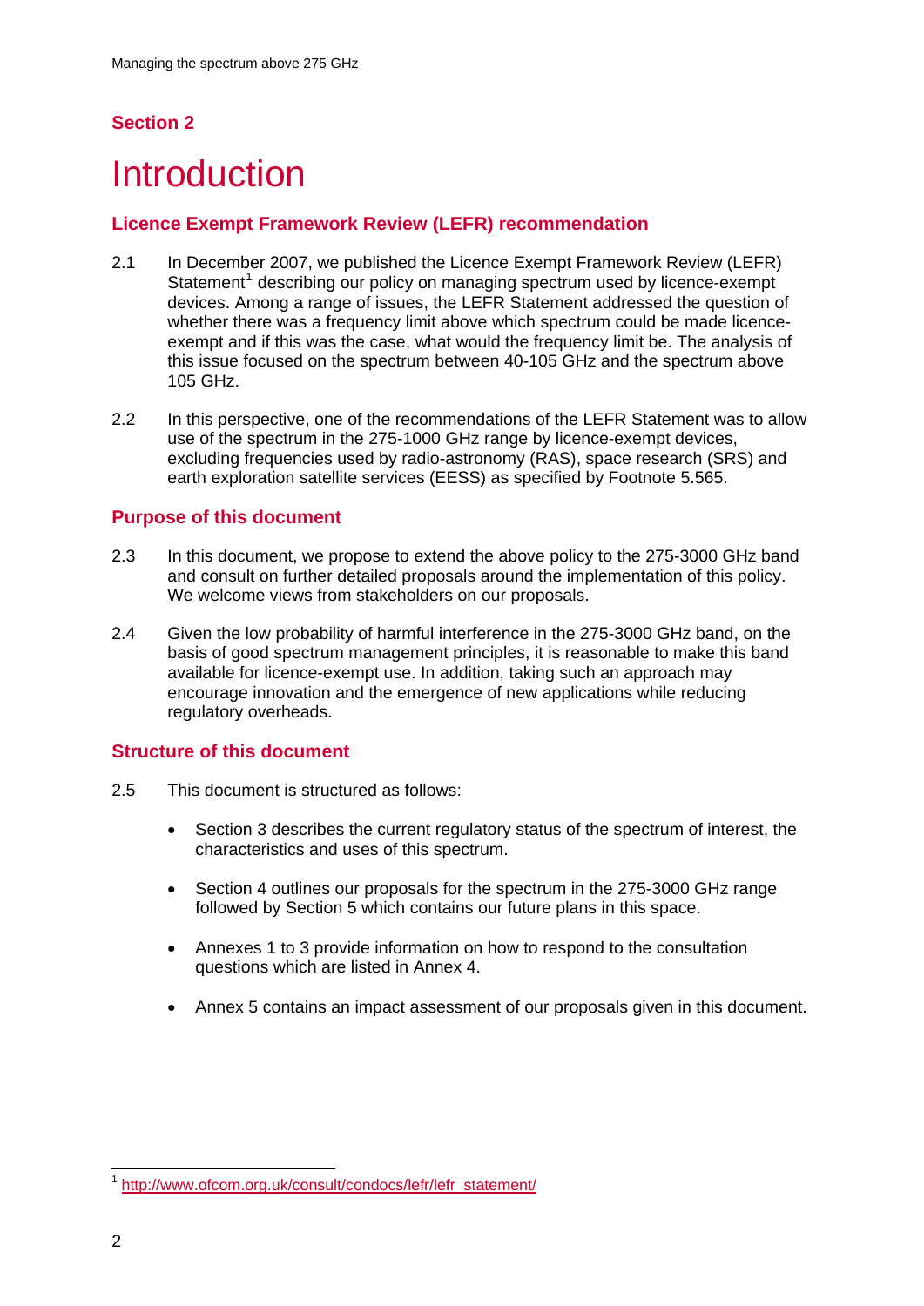## Section 2

# Introduction

### Licence Exempt Framework Review (LEFR) recommendation

2.1 In December 2007, we published the Licence Exempt Framework Review (LEFR) Statement[1] describing our policy on managing spectrum used by licence-exempt devices. Among a range of issues, the LEFR Statement addressed the question of whether there was a frequency limit above which spectrum could be made licence-exempt and if this was the case, what would the frequency limit be. The analysis of this issue focused on the spectrum between 40-105 GHz and the spectrum above 105 GHz.

2.2 In this perspective, one of the recommendations of the LEFR Statement was to allow use of the spectrum in the 275-1000 GHz range by licence-exempt devices, excluding frequencies used by radio-astronomy (RAS), space research (SRS) and earth exploration satellite services (EESS) as specified by Footnote 5.565.

### Purpose of this document

2.3 In this document, we propose to extend the above policy to the 275-3000 GHz band and consult on further detailed proposals around the implementation of this policy. We welcome views from stakeholders on our proposals.

2.4 Given the low probability of harmful interference in the 275-3000 GHz band, on the basis of good spectrum management principles, it is reasonable to make this band available for licence-exempt use. In addition, taking such an approach may encourage innovation and the emergence of new applications while reducing regulatory overheads.

### Structure of this document

2.5 This document is structured as follows:

- Section 3 describes the current regulatory status of the spectrum of interest, the characteristics and uses of this spectrum.
- Section 4 outlines our proposals for the spectrum in the 275-3000 GHz range followed by Section 5 which contains our future plans in this space.
- Annexes 1 to 3 provide information on how to respond to the consultation questions which are listed in Annex 4.
- Annex 5 contains an impact assessment of our proposals given in this document.

---

[1] http://www.ofcom.org.uk/consult/condocs/lefr/lefr_statement/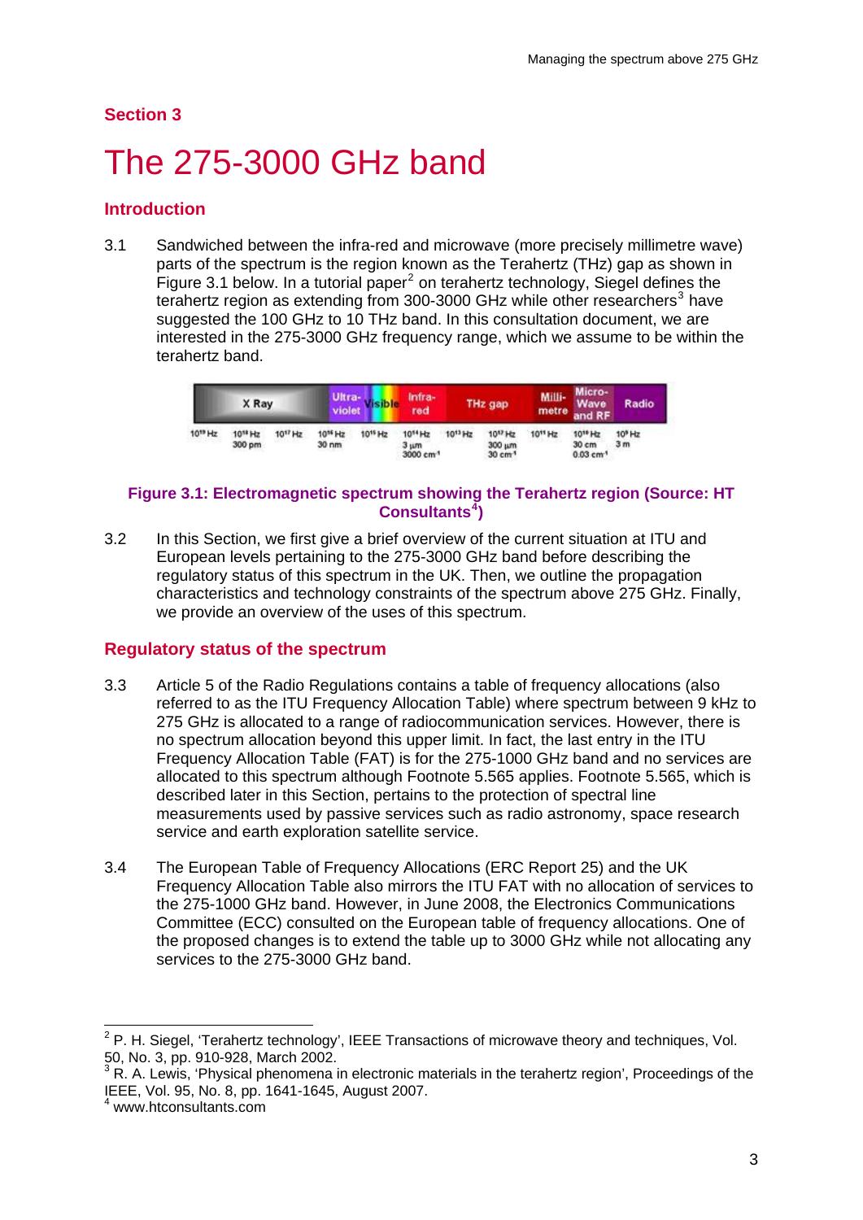## Section 3

# The 275-3000 GHz band

### Introduction

3.1 Sandwiched between the infra-red and microwave (more precisely millimetre wave) parts of the spectrum is the region known as the Terahertz (THz) gap as shown in Figure 3.1 below. In a tutorial paper[2] on terahertz technology, Siegel defines the terahertz region as extending from 300-3000 GHz while other researchers[3] have suggested the 100 GHz to 10 THz band. In this consultation document, we are interested in the 275-3000 GHz frequency range, which we assume to be within the terahertz band.

**Figure 3.1: Electromagnetic spectrum showing the Terahertz region (Source: HT Consultants[4])**

3.2 In this Section, we first give a brief overview of the current situation at ITU and European levels pertaining to the 275-3000 GHz band before describing the regulatory status of this spectrum in the UK. Then, we outline the propagation characteristics and technology constraints of the spectrum above 275 GHz. Finally, we provide an overview of the uses of this spectrum.

### Regulatory status of the spectrum

3.3 Article 5 of the Radio Regulations contains a table of frequency allocations (also referred to as the ITU Frequency Allocation Table) where spectrum between 9 kHz to 275 GHz is allocated to a range of radiocommunication services. However, there is no spectrum allocation beyond this upper limit. In fact, the last entry in the ITU Frequency Allocation Table (FAT) is for the 275-1000 GHz band and no services are allocated to this spectrum although Footnote 5.565 applies. Footnote 5.565, which is described later in this Section, pertains to the protection of spectral line measurements used by passive services such as radio astronomy, space research service and earth exploration satellite service.

3.4 The European Table of Frequency Allocations (ERC Report 25) and the UK Frequency Allocation Table also mirrors the ITU FAT with no allocation of services to the 275-1000 GHz band. However, in June 2008, the Electronics Communications Committee (ECC) consulted on the European table of frequency allocations. One of the proposed changes is to extend the table up to 3000 GHz while not allocating any services to the 275-3000 GHz band.

---

[2] P. H. Siegel, 'Terahertz technology', IEEE Transactions of microwave theory and techniques, Vol. 50, No. 3, pp. 910-928, March 2002.

[3] R. A. Lewis, 'Physical phenomena in electronic materials in the terahertz region', Proceedings of the IEEE, Vol. 95, No. 8, pp. 1641-1645, August 2007.

[4] www.htconsultants.com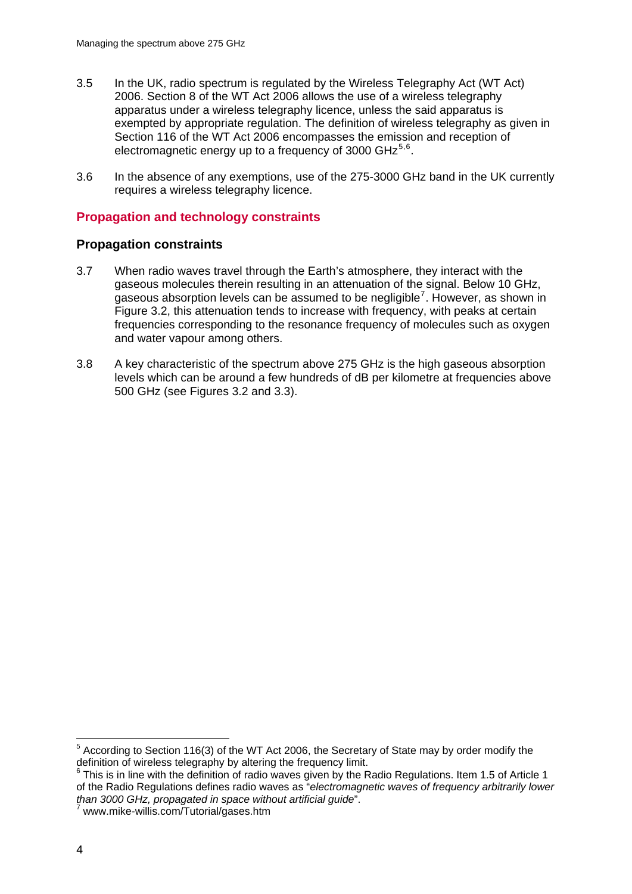3.5 In the UK, radio spectrum is regulated by the Wireless Telegraphy Act (WT Act) 2006. Section 8 of the WT Act 2006 allows the use of a wireless telegraphy apparatus under a wireless telegraphy licence, unless the said apparatus is exempted by appropriate regulation. The definition of wireless telegraphy as given in Section 116 of the WT Act 2006 encompasses the emission and reception of electromagnetic energy up to a frequency of 3000 GHz[5,6].

3.6 In the absence of any exemptions, use of the 275-3000 GHz band in the UK currently requires a wireless telegraphy licence.

## Propagation and technology constraints

### Propagation constraints

3.7 When radio waves travel through the Earth's atmosphere, they interact with the gaseous molecules therein resulting in an attenuation of the signal. Below 10 GHz, gaseous absorption levels can be assumed to be negligible[7]. However, as shown in Figure 3.2, this attenuation tends to increase with frequency, with peaks at certain frequencies corresponding to the resonance frequency of molecules such as oxygen and water vapour among others.

3.8 A key characteristic of the spectrum above 275 GHz is the high gaseous absorption levels which can be around a few hundreds of dB per kilometre at frequencies above 500 GHz (see Figures 3.2 and 3.3).

---

[5] According to Section 116(3) of the WT Act 2006, the Secretary of State may by order modify the definition of wireless telegraphy by altering the frequency limit.

[6] This is in line with the definition of radio waves given by the Radio Regulations. Item 1.5 of Article 1 of the Radio Regulations defines radio waves as "*electromagnetic waves of frequency arbitrarily lower than 3000 GHz, propagated in space without artificial guide*".

[7] www.mike-willis.com/Tutorial/gases.htm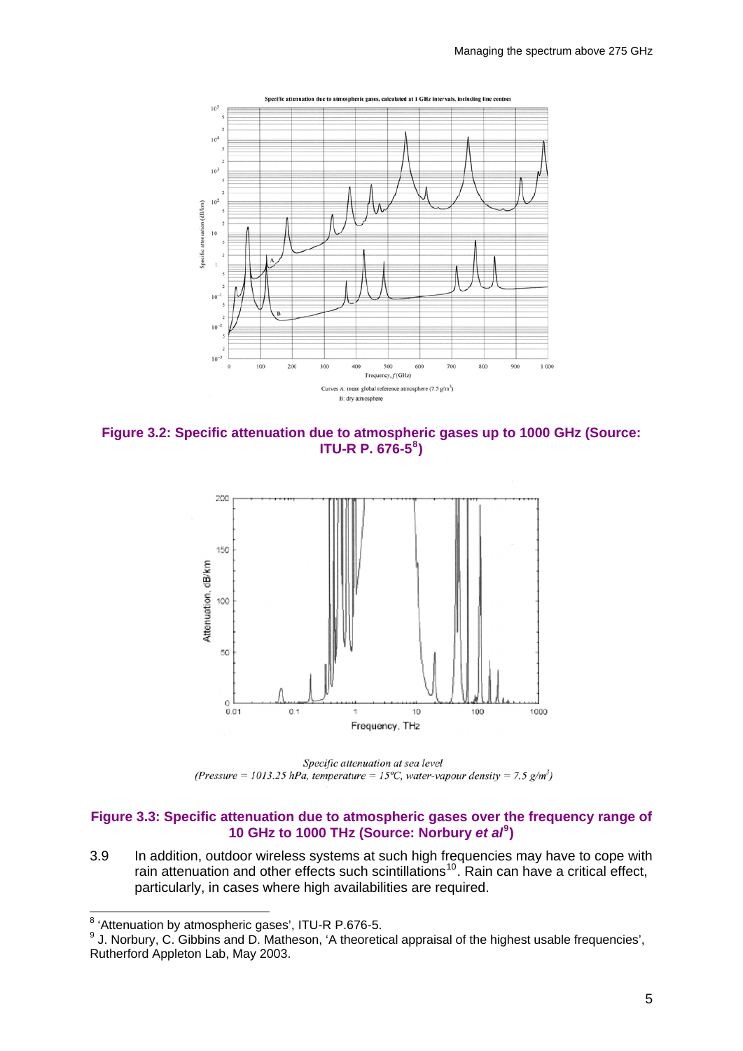**Figure 3.2: Specific attenuation due to atmospheric gases up to 1000 GHz (Source: ITU-R P. 676-5[8])**

Specific attenuation at sea level
(Pressure = 1013.25 hPa, temperature = 15ºC, water-vapour density = 7.5 g/m³)

**Figure 3.3: Specific attenuation due to atmospheric gases over the frequency range of 10 GHz to 1000 THz (Source: Norbury *et al*[9])**

3.9 In addition, outdoor wireless systems at such high frequencies may have to cope with rain attenuation and other effects such scintillations[10]. Rain can have a critical effect, particularly, in cases where high availabilities are required.

---

[8] 'Attenuation by atmospheric gases', ITU-R P.676-5.

[9] J. Norbury, C. Gibbins and D. Matheson, 'A theoretical appraisal of the highest usable frequencies', Rutherford Appleton Lab, May 2003.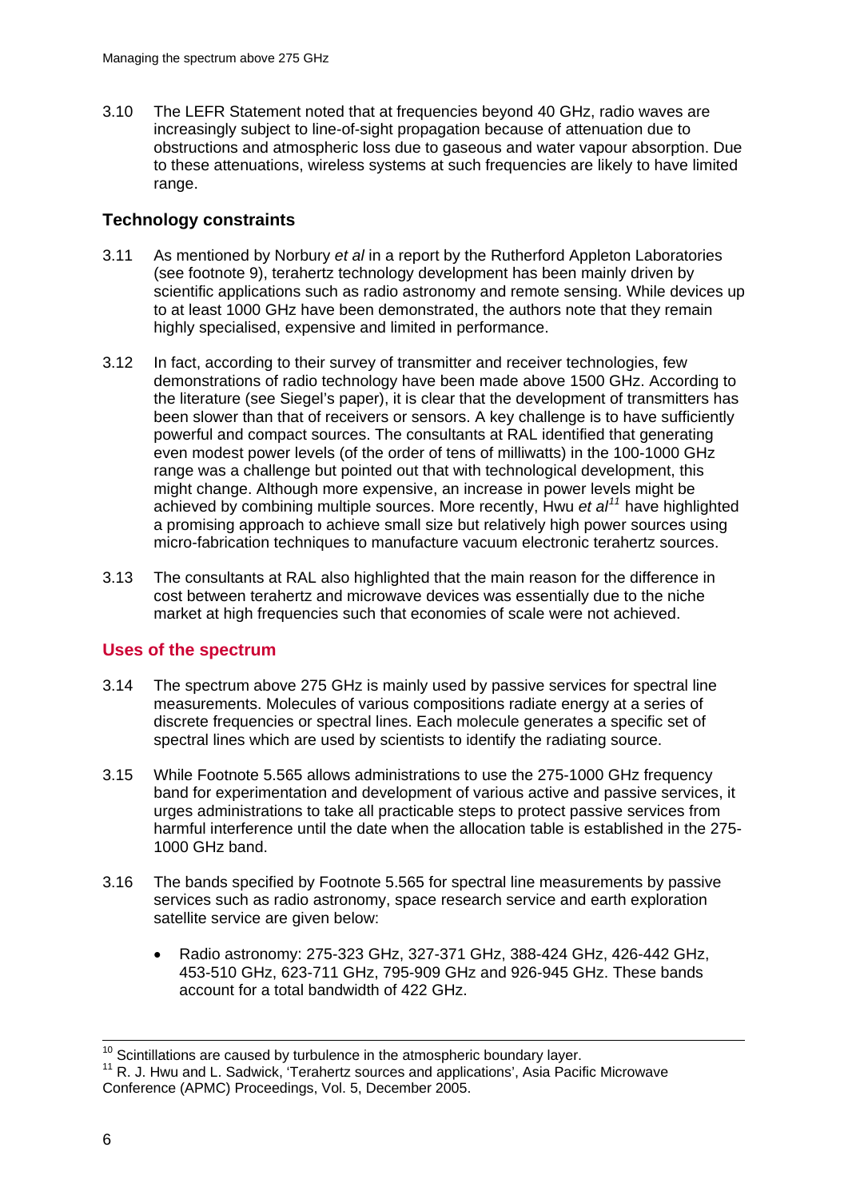3.10 The LEFR Statement noted that at frequencies beyond 40 GHz, radio waves are increasingly subject to line-of-sight propagation because of attenuation due to obstructions and atmospheric loss due to gaseous and water vapour absorption. Due to these attenuations, wireless systems at such frequencies are likely to have limited range.

### Technology constraints

3.11 As mentioned by Norbury *et al* in a report by the Rutherford Appleton Laboratories (see footnote 9), terahertz technology development has been mainly driven by scientific applications such as radio astronomy and remote sensing. While devices up to at least 1000 GHz have been demonstrated, the authors note that they remain highly specialised, expensive and limited in performance.

3.12 In fact, according to their survey of transmitter and receiver technologies, few demonstrations of radio technology have been made above 1500 GHz. According to the literature (see Siegel's paper), it is clear that the development of transmitters has been slower than that of receivers or sensors. A key challenge is to have sufficiently powerful and compact sources. The consultants at RAL identified that generating even modest power levels (of the order of tens of milliwatts) in the 100-1000 GHz range was a challenge but pointed out that with technological development, this might change. Although more expensive, an increase in power levels might be achieved by combining multiple sources. More recently, Hwu *et al*[11] have highlighted a promising approach to achieve small size but relatively high power sources using micro-fabrication techniques to manufacture vacuum electronic terahertz sources.

3.13 The consultants at RAL also highlighted that the main reason for the difference in cost between terahertz and microwave devices was essentially due to the niche market at high frequencies such that economies of scale were not achieved.

## Uses of the spectrum

3.14 The spectrum above 275 GHz is mainly used by passive services for spectral line measurements. Molecules of various compositions radiate energy at a series of discrete frequencies or spectral lines. Each molecule generates a specific set of spectral lines which are used by scientists to identify the radiating source.

3.15 While Footnote 5.565 allows administrations to use the 275-1000 GHz frequency band for experimentation and development of various active and passive services, it urges administrations to take all practicable steps to protect passive services from harmful interference until the date when the allocation table is established in the 275-1000 GHz band.

3.16 The bands specified by Footnote 5.565 for spectral line measurements by passive services such as radio astronomy, space research service and earth exploration satellite service are given below:

- Radio astronomy: 275-323 GHz, 327-371 GHz, 388-424 GHz, 426-442 GHz, 453-510 GHz, 623-711 GHz, 795-909 GHz and 926-945 GHz. These bands account for a total bandwidth of 422 GHz.

---

[10] Scintillations are caused by turbulence in the atmospheric boundary layer.

[11] R. J. Hwu and L. Sadwick, 'Terahertz sources and applications', Asia Pacific Microwave Conference (APMC) Proceedings, Vol. 5, December 2005.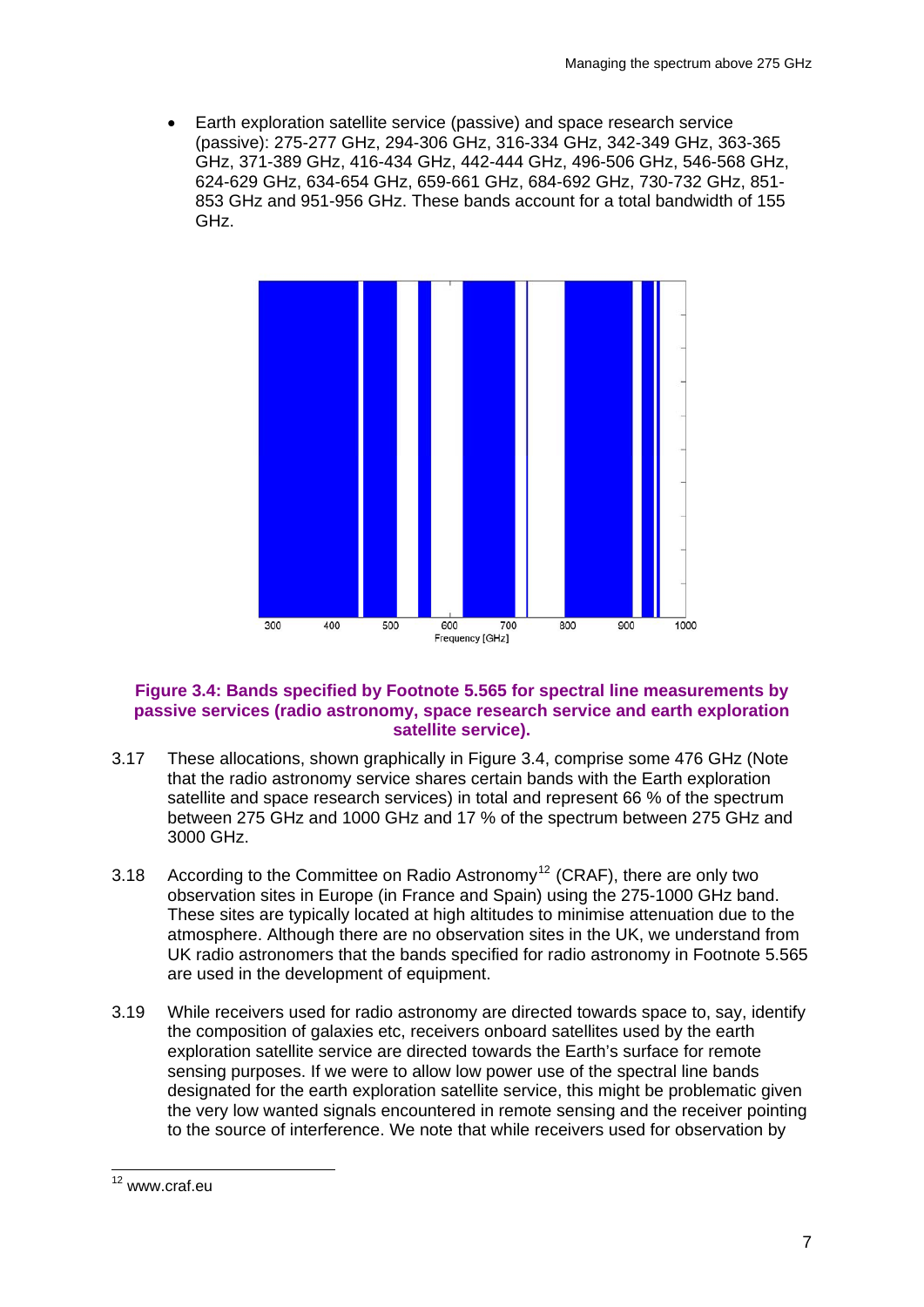- Earth exploration satellite service (passive) and space research service (passive): 275-277 GHz, 294-306 GHz, 316-334 GHz, 342-349 GHz, 363-365 GHz, 371-389 GHz, 416-434 GHz, 442-444 GHz, 496-506 GHz, 546-568 GHz, 624-629 GHz, 634-654 GHz, 659-661 GHz, 684-692 GHz, 730-732 GHz, 851-853 GHz and 951-956 GHz. These bands account for a total bandwidth of 155 GHz.

**Figure 3.4: Bands specified by Footnote 5.565 for spectral line measurements by passive services (radio astronomy, space research service and earth exploration satellite service).**

3.17 These allocations, shown graphically in Figure 3.4, comprise some 476 GHz (Note that the radio astronomy service shares certain bands with the Earth exploration satellite and space research services) in total and represent 66 % of the spectrum between 275 GHz and 1000 GHz and 17 % of the spectrum between 275 GHz and 3000 GHz.

3.18 According to the Committee on Radio Astronomy[12] (CRAF), there are only two observation sites in Europe (in France and Spain) using the 275-1000 GHz band. These sites are typically located at high altitudes to minimise attenuation due to the atmosphere. Although there are no observation sites in the UK, we understand from UK radio astronomers that the bands specified for radio astronomy in Footnote 5.565 are used in the development of equipment.

3.19 While receivers used for radio astronomy are directed towards space to, say, identify the composition of galaxies etc, receivers onboard satellites used by the earth exploration satellite service are directed towards the Earth's surface for remote sensing purposes. If we were to allow low power use of the spectral line bands designated for the earth exploration satellite service, this might be problematic given the very low wanted signals encountered in remote sensing and the receiver pointing to the source of interference. We note that while receivers used for observation by

[12] www.craf.eu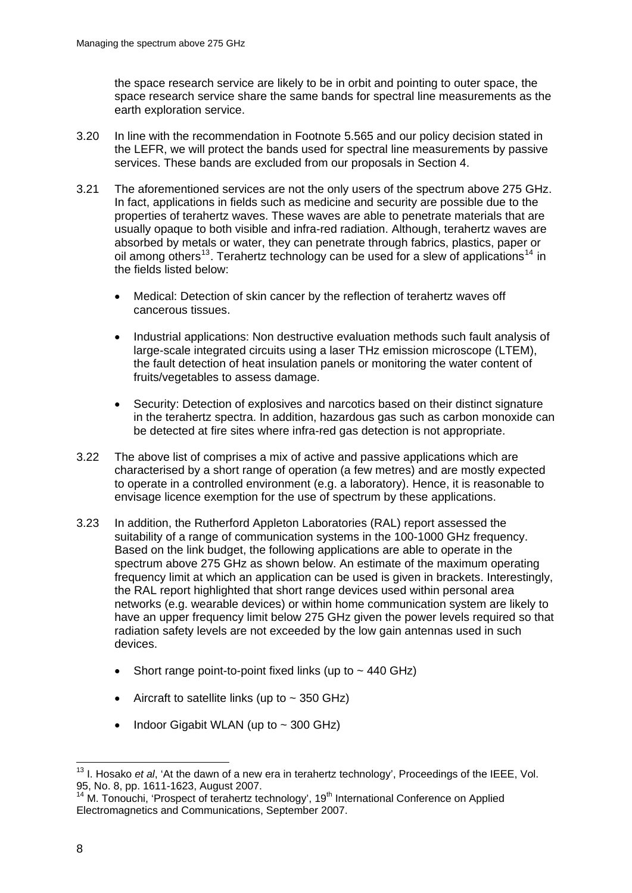the space research service are likely to be in orbit and pointing to outer space, the space research service share the same bands for spectral line measurements as the earth exploration service.

3.20 In line with the recommendation in Footnote 5.565 and our policy decision stated in the LEFR, we will protect the bands used for spectral line measurements by passive services. These bands are excluded from our proposals in Section 4.

3.21 The aforementioned services are not the only users of the spectrum above 275 GHz. In fact, applications in fields such as medicine and security are possible due to the properties of terahertz waves. These waves are able to penetrate materials that are usually opaque to both visible and infra-red radiation. Although, terahertz waves are absorbed by metals or water, they can penetrate through fabrics, plastics, paper or oil among others[13]. Terahertz technology can be used for a slew of applications[14] in the fields listed below:

- Medical: Detection of skin cancer by the reflection of terahertz waves off cancerous tissues.
- Industrial applications: Non destructive evaluation methods such fault analysis of large-scale integrated circuits using a laser THz emission microscope (LTEM), the fault detection of heat insulation panels or monitoring the water content of fruits/vegetables to assess damage.
- Security: Detection of explosives and narcotics based on their distinct signature in the terahertz spectra. In addition, hazardous gas such as carbon monoxide can be detected at fire sites where infra-red gas detection is not appropriate.

3.22 The above list of comprises a mix of active and passive applications which are characterised by a short range of operation (a few metres) and are mostly expected to operate in a controlled environment (e.g. a laboratory). Hence, it is reasonable to envisage licence exemption for the use of spectrum by these applications.

3.23 In addition, the Rutherford Appleton Laboratories (RAL) report assessed the suitability of a range of communication systems in the 100-1000 GHz frequency. Based on the link budget, the following applications are able to operate in the spectrum above 275 GHz as shown below. An estimate of the maximum operating frequency limit at which an application can be used is given in brackets. Interestingly, the RAL report highlighted that short range devices used within personal area networks (e.g. wearable devices) or within home communication system are likely to have an upper frequency limit below 275 GHz given the power levels required so that radiation safety levels are not exceeded by the low gain antennas used in such devices.

- Short range point-to-point fixed links (up to ~ 440 GHz)
- Aircraft to satellite links (up to ~ 350 GHz)
- Indoor Gigabit WLAN (up to ~ 300 GHz)

---

[13] I. Hosako *et al*, 'At the dawn of a new era in terahertz technology', Proceedings of the IEEE, Vol. 95, No. 8, pp. 1611-1623, August 2007.

[14] M. Tonouchi, 'Prospect of terahertz technology', 19th International Conference on Applied Electromagnetics and Communications, September 2007.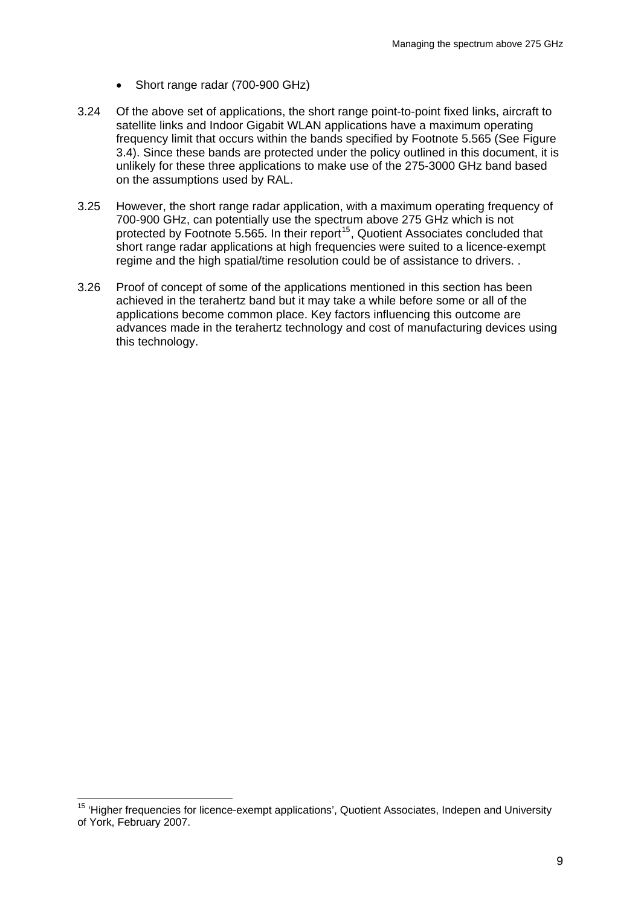- Short range radar (700-900 GHz)

3.24 Of the above set of applications, the short range point-to-point fixed links, aircraft to satellite links and Indoor Gigabit WLAN applications have a maximum operating frequency limit that occurs within the bands specified by Footnote 5.565 (See Figure 3.4). Since these bands are protected under the policy outlined in this document, it is unlikely for these three applications to make use of the 275-3000 GHz band based on the assumptions used by RAL.

3.25 However, the short range radar application, with a maximum operating frequency of 700-900 GHz, can potentially use the spectrum above 275 GHz which is not protected by Footnote 5.565. In their report[15], Quotient Associates concluded that short range radar applications at high frequencies were suited to a licence-exempt regime and the high spatial/time resolution could be of assistance to drivers. .

3.26 Proof of concept of some of the applications mentioned in this section has been achieved in the terahertz band but it may take a while before some or all of the applications become common place. Key factors influencing this outcome are advances made in the terahertz technology and cost of manufacturing devices using this technology.

[15] 'Higher frequencies for licence-exempt applications', Quotient Associates, Indepen and University of York, February 2007.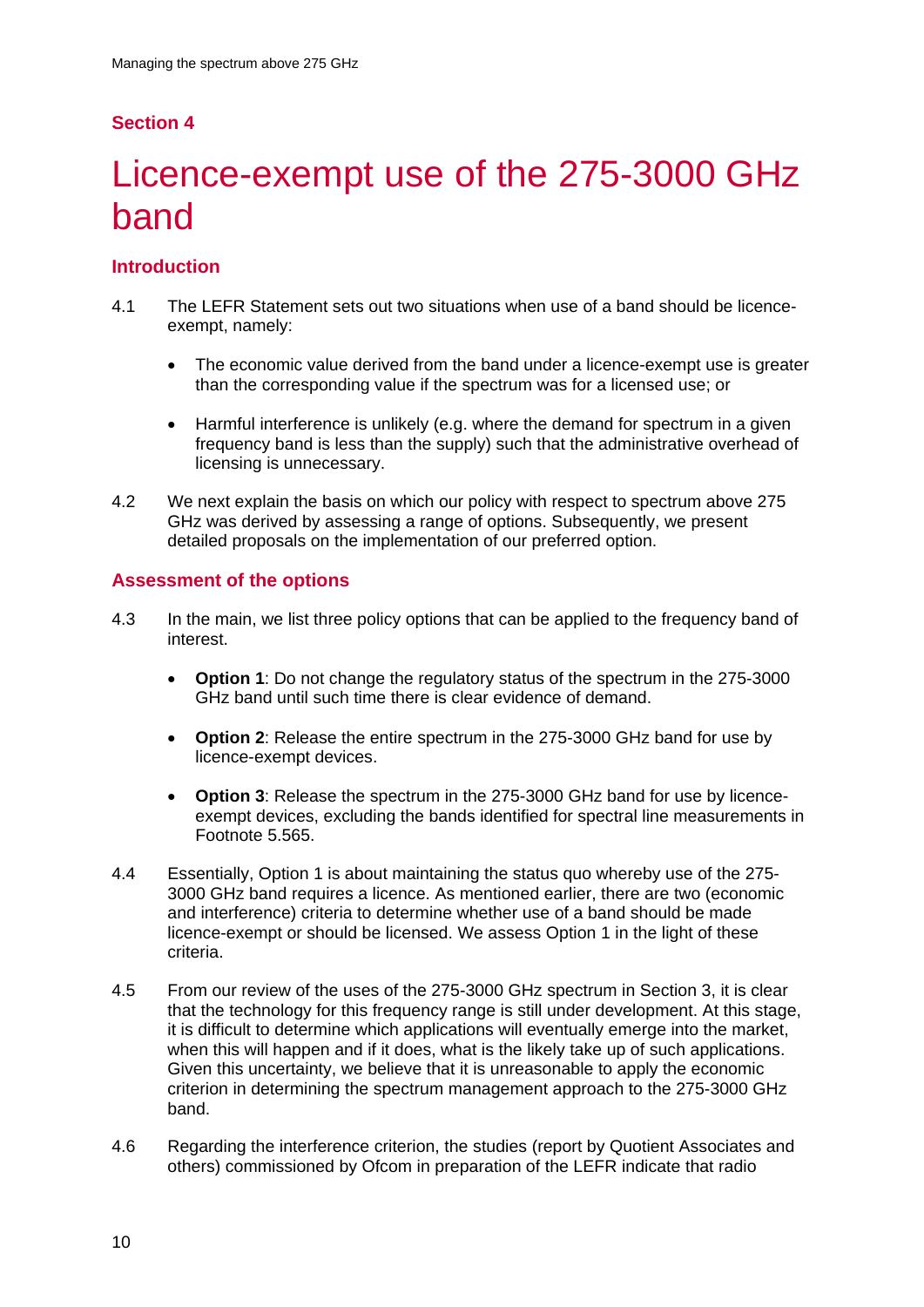## Section 4

# Licence-exempt use of the 275-3000 GHz band

### Introduction

4.1 The LEFR Statement sets out two situations when use of a band should be licence-exempt, namely:

- The economic value derived from the band under a licence-exempt use is greater than the corresponding value if the spectrum was for a licensed use; or
- Harmful interference is unlikely (e.g. where the demand for spectrum in a given frequency band is less than the supply) such that the administrative overhead of licensing is unnecessary.

4.2 We next explain the basis on which our policy with respect to spectrum above 275 GHz was derived by assessing a range of options. Subsequently, we present detailed proposals on the implementation of our preferred option.

### Assessment of the options

4.3 In the main, we list three policy options that can be applied to the frequency band of interest.

- **Option 1**: Do not change the regulatory status of the spectrum in the 275-3000 GHz band until such time there is clear evidence of demand.
- **Option 2**: Release the entire spectrum in the 275-3000 GHz band for use by licence-exempt devices.
- **Option 3**: Release the spectrum in the 275-3000 GHz band for use by licence-exempt devices, excluding the bands identified for spectral line measurements in Footnote 5.565.

4.4 Essentially, Option 1 is about maintaining the status quo whereby use of the 275-3000 GHz band requires a licence. As mentioned earlier, there are two (economic and interference) criteria to determine whether use of a band should be made licence-exempt or should be licensed. We assess Option 1 in the light of these criteria.

4.5 From our review of the uses of the 275-3000 GHz spectrum in Section 3, it is clear that the technology for this frequency range is still under development. At this stage, it is difficult to determine which applications will eventually emerge into the market, when this will happen and if it does, what is the likely take up of such applications. Given this uncertainty, we believe that it is unreasonable to apply the economic criterion in determining the spectrum management approach to the 275-3000 GHz band.

4.6 Regarding the interference criterion, the studies (report by Quotient Associates and others) commissioned by Ofcom in preparation of the LEFR indicate that radio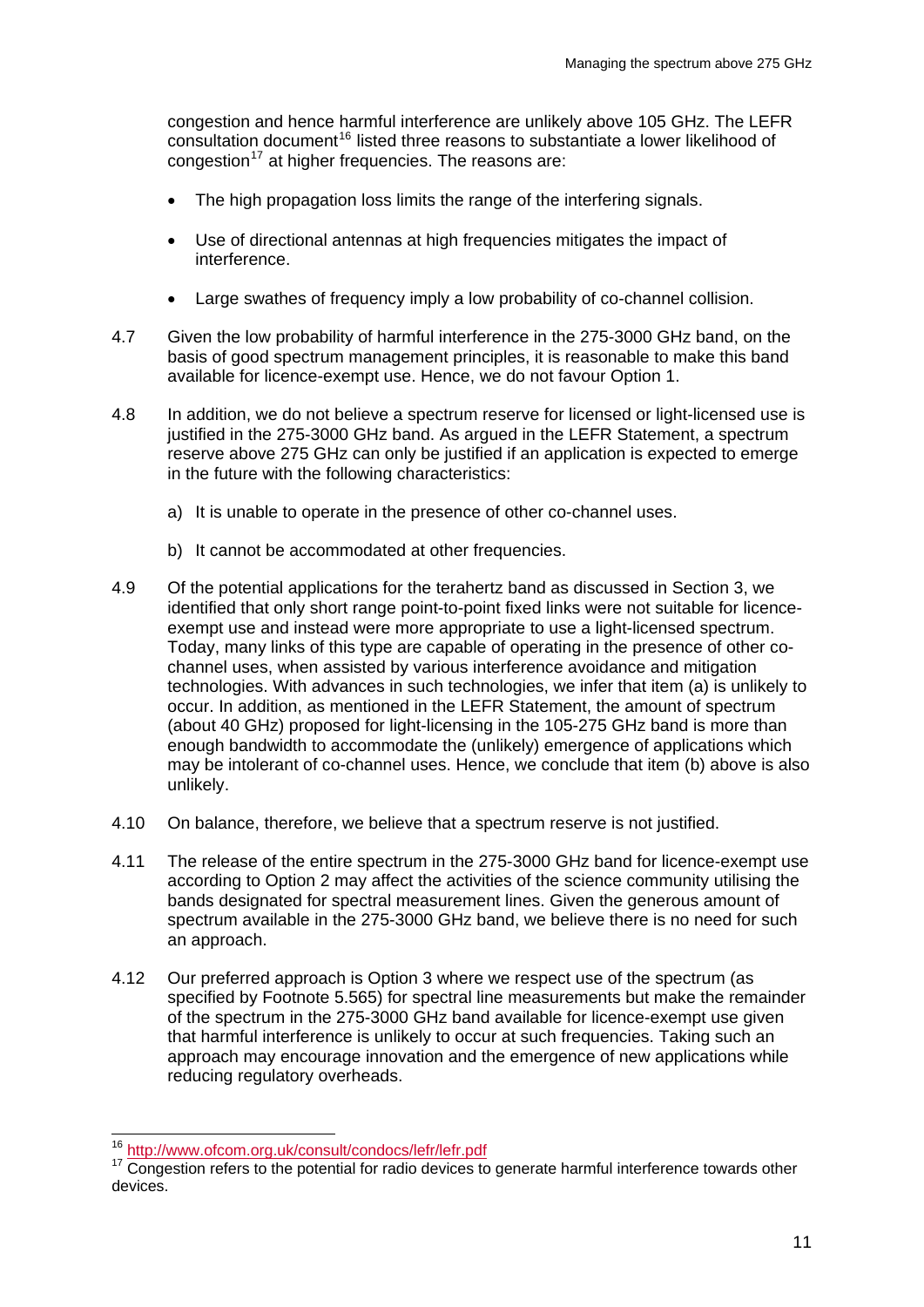congestion and hence harmful interference are unlikely above 105 GHz. The LEFR consultation document[16] listed three reasons to substantiate a lower likelihood of congestion[17] at higher frequencies. The reasons are:

- The high propagation loss limits the range of the interfering signals.
- Use of directional antennas at high frequencies mitigates the impact of interference.
- Large swathes of frequency imply a low probability of co-channel collision.

4.7 Given the low probability of harmful interference in the 275-3000 GHz band, on the basis of good spectrum management principles, it is reasonable to make this band available for licence-exempt use. Hence, we do not favour Option 1.

4.8 In addition, we do not believe a spectrum reserve for licensed or light-licensed use is justified in the 275-3000 GHz band. As argued in the LEFR Statement, a spectrum reserve above 275 GHz can only be justified if an application is expected to emerge in the future with the following characteristics:

a) It is unable to operate in the presence of other co-channel uses.

b) It cannot be accommodated at other frequencies.

4.9 Of the potential applications for the terahertz band as discussed in Section 3, we identified that only short range point-to-point fixed links were not suitable for licence-exempt use and instead were more appropriate to use a light-licensed spectrum. Today, many links of this type are capable of operating in the presence of other co-channel uses, when assisted by various interference avoidance and mitigation technologies. With advances in such technologies, we infer that item (a) is unlikely to occur. In addition, as mentioned in the LEFR Statement, the amount of spectrum (about 40 GHz) proposed for light-licensing in the 105-275 GHz band is more than enough bandwidth to accommodate the (unlikely) emergence of applications which may be intolerant of co-channel uses. Hence, we conclude that item (b) above is also unlikely.

4.10 On balance, therefore, we believe that a spectrum reserve is not justified.

4.11 The release of the entire spectrum in the 275-3000 GHz band for licence-exempt use according to Option 2 may affect the activities of the science community utilising the bands designated for spectral measurement lines. Given the generous amount of spectrum available in the 275-3000 GHz band, we believe there is no need for such an approach.

4.12 Our preferred approach is Option 3 where we respect use of the spectrum (as specified by Footnote 5.565) for spectral line measurements but make the remainder of the spectrum in the 275-3000 GHz band available for licence-exempt use given that harmful interference is unlikely to occur at such frequencies. Taking such an approach may encourage innovation and the emergence of new applications while reducing regulatory overheads.

---

[16] http://www.ofcom.org.uk/consult/condocs/lefr/lefr.pdf

[17] Congestion refers to the potential for radio devices to generate harmful interference towards other devices.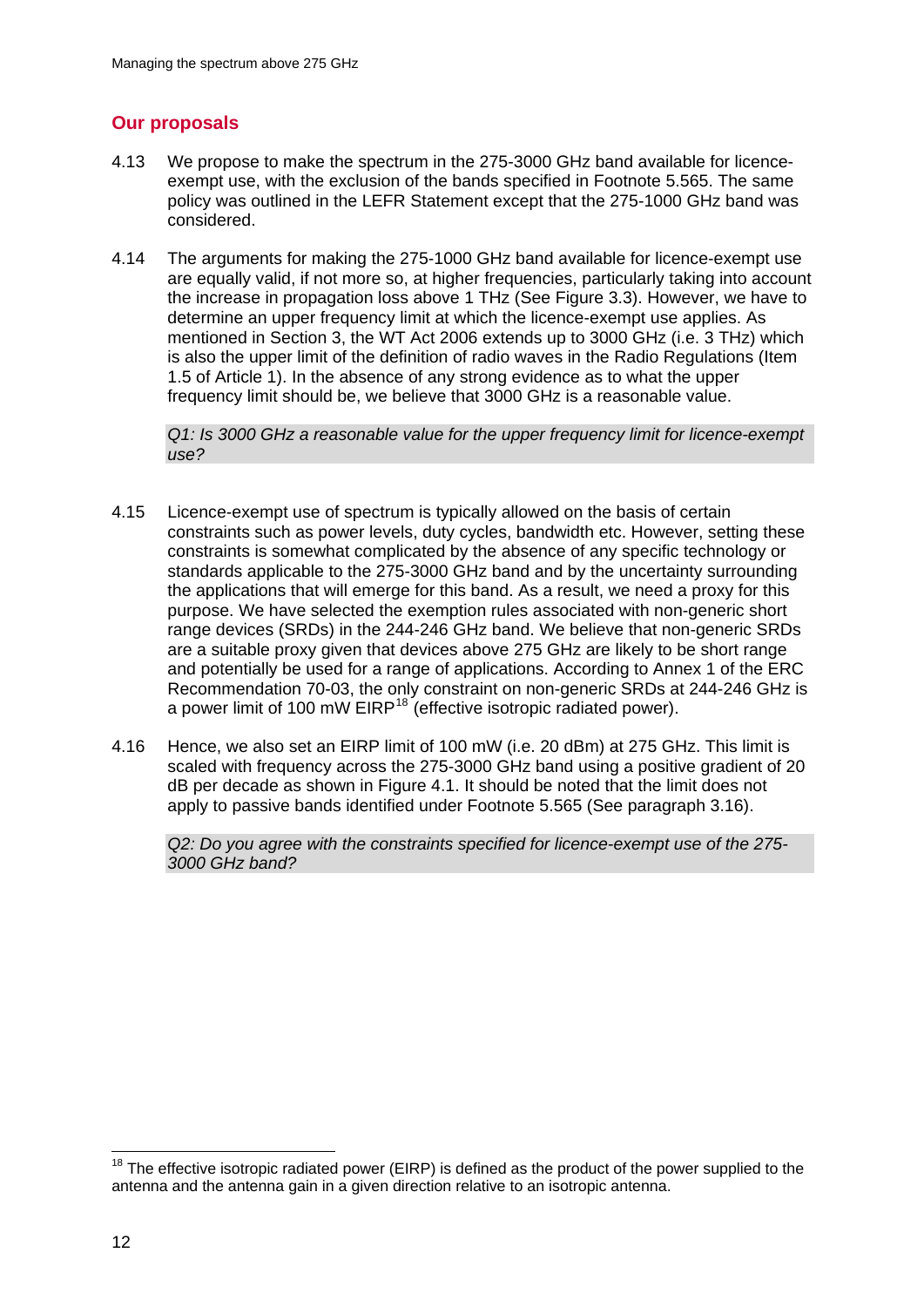## Our proposals

4.13 We propose to make the spectrum in the 275-3000 GHz band available for licence-exempt use, with the exclusion of the bands specified in Footnote 5.565. The same policy was outlined in the LEFR Statement except that the 275-1000 GHz band was considered.

4.14 The arguments for making the 275-1000 GHz band available for licence-exempt use are equally valid, if not more so, at higher frequencies, particularly taking into account the increase in propagation loss above 1 THz (See Figure 3.3). However, we have to determine an upper frequency limit at which the licence-exempt use applies. As mentioned in Section 3, the WT Act 2006 extends up to 3000 GHz (i.e. 3 THz) which is also the upper limit of the definition of radio waves in the Radio Regulations (Item 1.5 of Article 1). In the absence of any strong evidence as to what the upper frequency limit should be, we believe that 3000 GHz is a reasonable value.

> *Q1: Is 3000 GHz a reasonable value for the upper frequency limit for licence-exempt use?*

4.15 Licence-exempt use of spectrum is typically allowed on the basis of certain constraints such as power levels, duty cycles, bandwidth etc. However, setting these constraints is somewhat complicated by the absence of any specific technology or standards applicable to the 275-3000 GHz band and by the uncertainty surrounding the applications that will emerge for this band. As a result, we need a proxy for this purpose. We have selected the exemption rules associated with non-generic short range devices (SRDs) in the 244-246 GHz band. We believe that non-generic SRDs are a suitable proxy given that devices above 275 GHz are likely to be short range and potentially be used for a range of applications. According to Annex 1 of the ERC Recommendation 70-03, the only constraint on non-generic SRDs at 244-246 GHz is a power limit of 100 mW EIRP[18] (effective isotropic radiated power).

4.16 Hence, we also set an EIRP limit of 100 mW (i.e. 20 dBm) at 275 GHz. This limit is scaled with frequency across the 275-3000 GHz band using a positive gradient of 20 dB per decade as shown in Figure 4.1. It should be noted that the limit does not apply to passive bands identified under Footnote 5.565 (See paragraph 3.16).

> *Q2: Do you agree with the constraints specified for licence-exempt use of the 275-3000 GHz band?*

---

[18] The effective isotropic radiated power (EIRP) is defined as the product of the power supplied to the antenna and the antenna gain in a given direction relative to an isotropic antenna.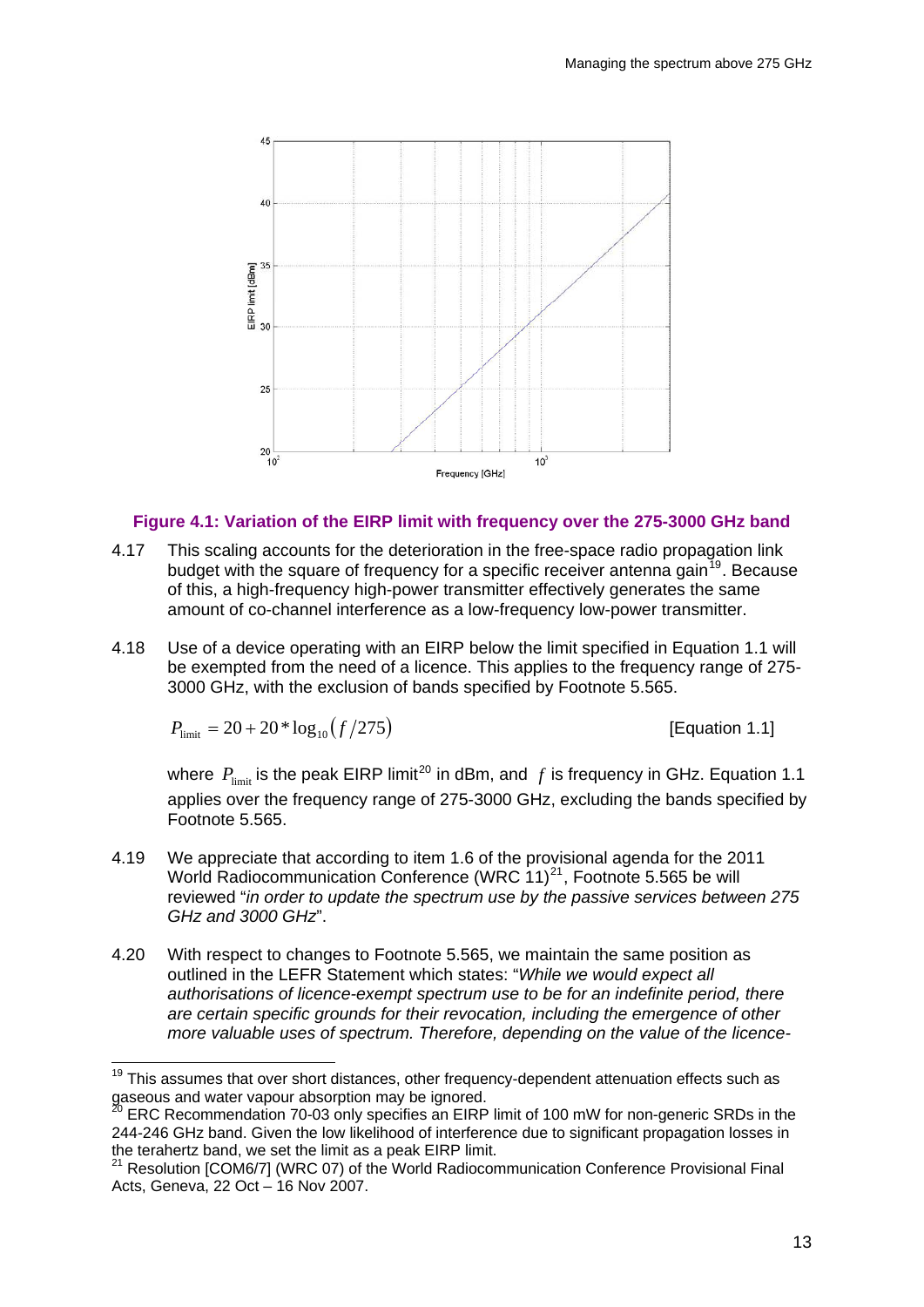**Figure 4.1: Variation of the EIRP limit with frequency over the 275-3000 GHz band**

4.17 This scaling accounts for the deterioration in the free-space radio propagation link budget with the square of frequency for a specific receiver antenna gain[19]. Because of this, a high-frequency high-power transmitter effectively generates the same amount of co-channel interference as a low-frequency low-power transmitter.

4.18 Use of a device operating with an EIRP below the limit specified in Equation 1.1 will be exempted from the need of a licence. This applies to the frequency range of 275-3000 GHz, with the exclusion of bands specified by Footnote 5.565.

$$P_{\text{limit}} = 20 + 20 * \log_{10}(f/275) \quad \text{[Equation 1.1]}$$

where $P_{\text{limit}}$ is the peak EIRP limit[20] in dBm, and $f$ is frequency in GHz. Equation 1.1 applies over the frequency range of 275-3000 GHz, excluding the bands specified by Footnote 5.565.

4.19 We appreciate that according to item 1.6 of the provisional agenda for the 2011 World Radiocommunication Conference (WRC 11)[21], Footnote 5.565 be will reviewed "*in order to update the spectrum use by the passive services between 275 GHz and 3000 GHz*".

4.20 With respect to changes to Footnote 5.565, we maintain the same position as outlined in the LEFR Statement which states: "*While we would expect all authorisations of licence-exempt spectrum use to be for an indefinite period, there are certain specific grounds for their revocation, including the emergence of other more valuable uses of spectrum. Therefore, depending on the value of the licence-*

---

[19] This assumes that over short distances, other frequency-dependent attenuation effects such as gaseous and water vapour absorption may be ignored.

[20] ERC Recommendation 70-03 only specifies an EIRP limit of 100 mW for non-generic SRDs in the 244-246 GHz band. Given the low likelihood of interference due to significant propagation losses in the terahertz band, we set the limit as a peak EIRP limit.

[21] Resolution [COM6/7] (WRC 07) of the World Radiocommunication Conference Provisional Final Acts, Geneva, 22 Oct – 16 Nov 2007.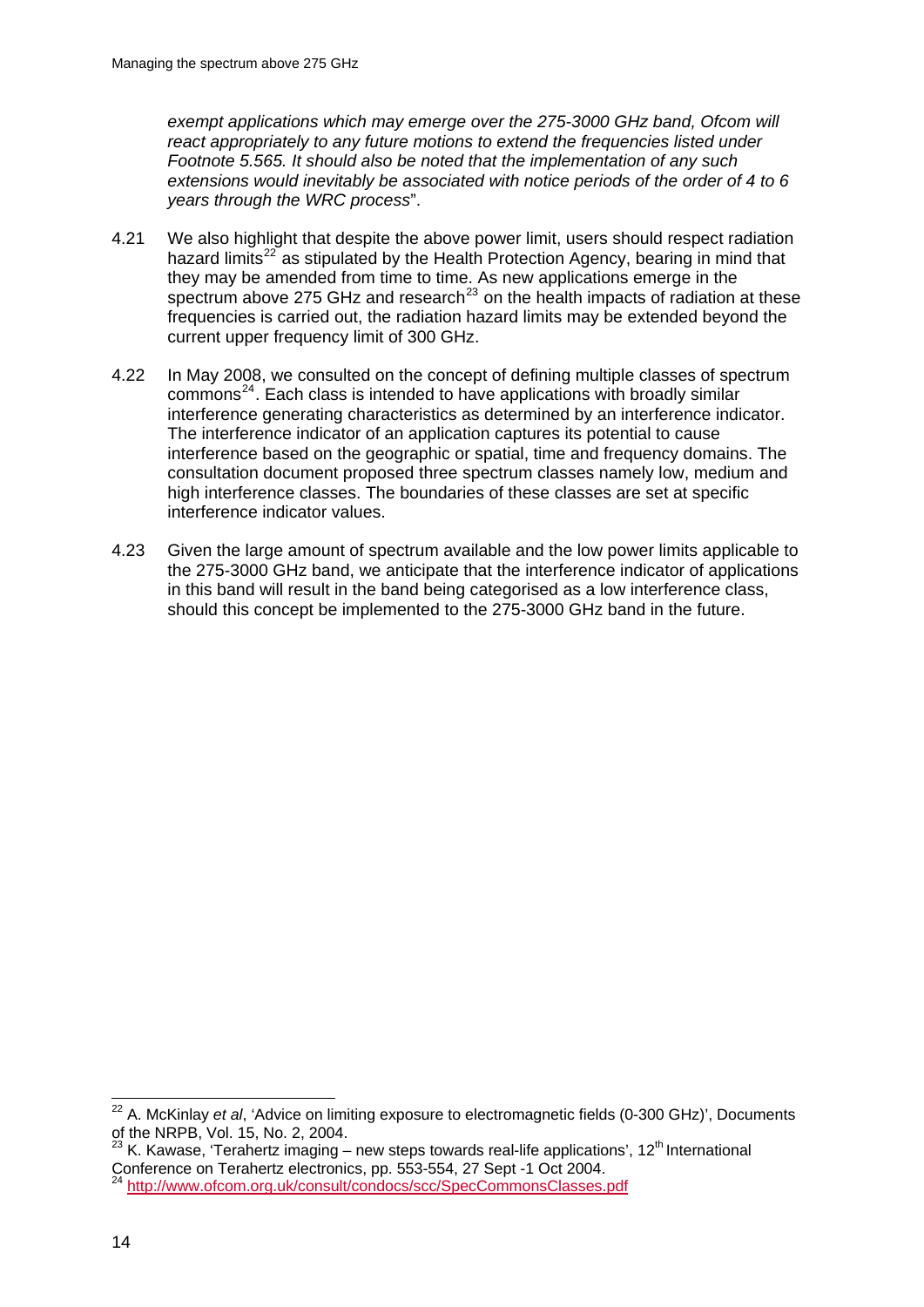*exempt applications which may emerge over the 275-3000 GHz band, Ofcom will react appropriately to any future motions to extend the frequencies listed under Footnote 5.565. It should also be noted that the implementation of any such extensions would inevitably be associated with notice periods of the order of 4 to 6 years through the WRC process*".

4.21 We also highlight that despite the above power limit, users should respect radiation hazard limits[22] as stipulated by the Health Protection Agency, bearing in mind that they may be amended from time to time. As new applications emerge in the spectrum above 275 GHz and research[23] on the health impacts of radiation at these frequencies is carried out, the radiation hazard limits may be extended beyond the current upper frequency limit of 300 GHz.

4.22 In May 2008, we consulted on the concept of defining multiple classes of spectrum commons[24]. Each class is intended to have applications with broadly similar interference generating characteristics as determined by an interference indicator. The interference indicator of an application captures its potential to cause interference based on the geographic or spatial, time and frequency domains. The consultation document proposed three spectrum classes namely low, medium and high interference classes. The boundaries of these classes are set at specific interference indicator values.

4.23 Given the large amount of spectrum available and the low power limits applicable to the 275-3000 GHz band, we anticipate that the interference indicator of applications in this band will result in the band being categorised as a low interference class, should this concept be implemented to the 275-3000 GHz band in the future.

---

[22] A. McKinlay *et al*, 'Advice on limiting exposure to electromagnetic fields (0-300 GHz)', Documents of the NRPB, Vol. 15, No. 2, 2004.

[23] K. Kawase, 'Terahertz imaging – new steps towards real-life applications', 12th International Conference on Terahertz electronics, pp. 553-554, 27 Sept -1 Oct 2004.

[24] http://www.ofcom.org.uk/consult/condocs/scc/SpecCommonsClasses.pdf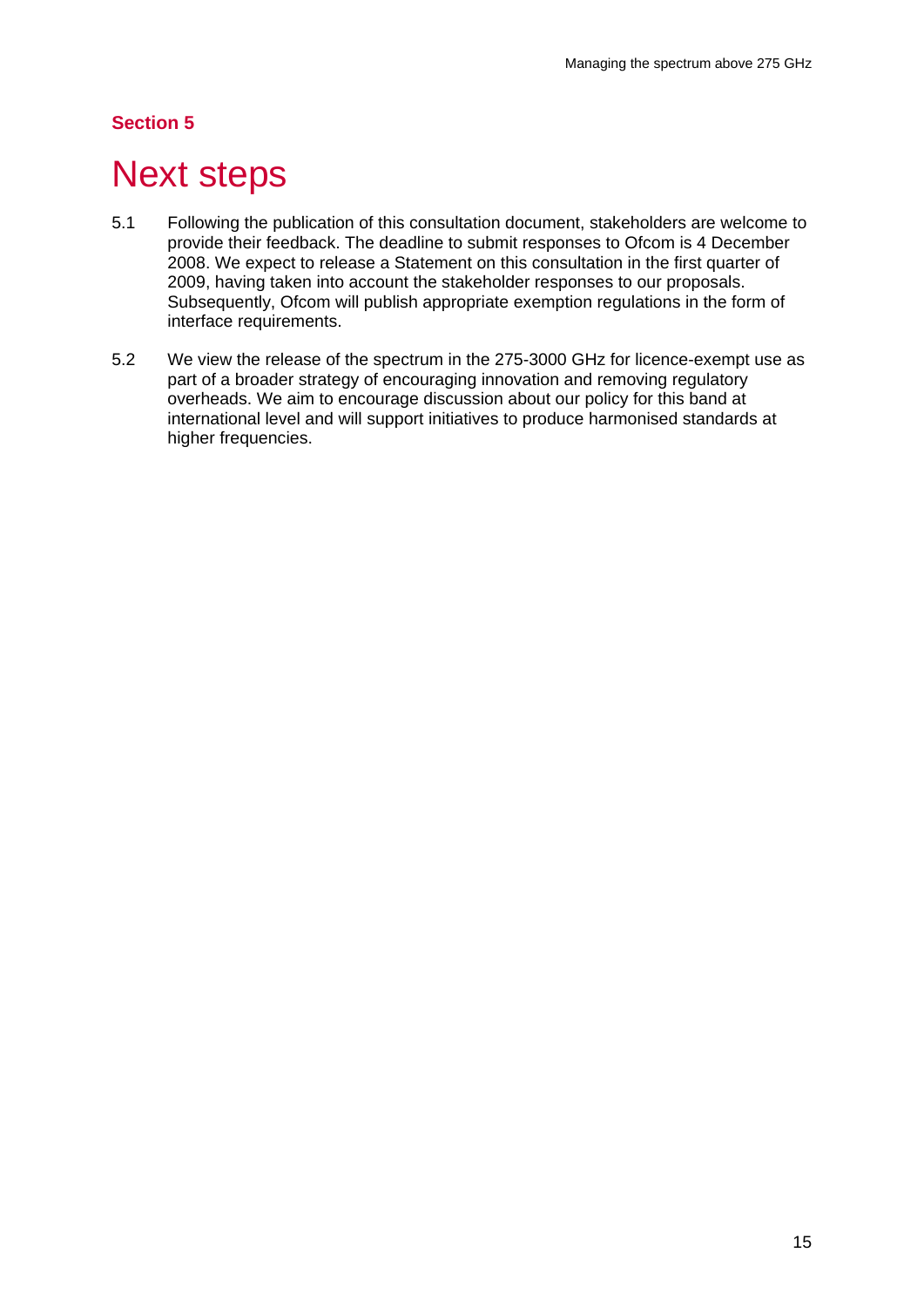**Section 5**

# Next steps

5.1 Following the publication of this consultation document, stakeholders are welcome to provide their feedback. The deadline to submit responses to Ofcom is 4 December 2008. We expect to release a Statement on this consultation in the first quarter of 2009, having taken into account the stakeholder responses to our proposals. Subsequently, Ofcom will publish appropriate exemption regulations in the form of interface requirements.

5.2 We view the release of the spectrum in the 275-3000 GHz for licence-exempt use as part of a broader strategy of encouraging innovation and removing regulatory overheads. We aim to encourage discussion about our policy for this band at international level and will support initiatives to produce harmonised standards at higher frequencies.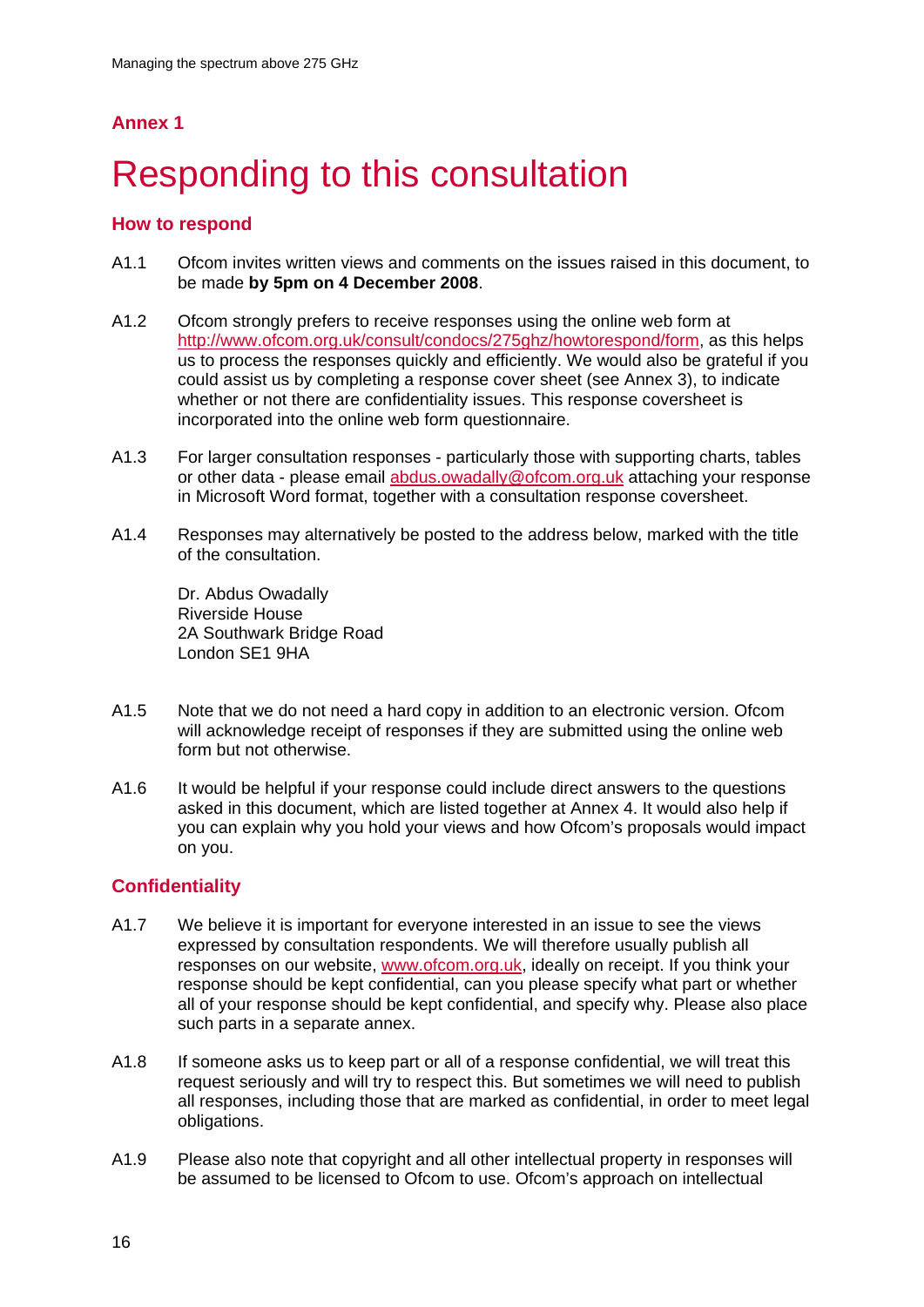## Annex 1

# Responding to this consultation

### How to respond

A1.1 Ofcom invites written views and comments on the issues raised in this document, to be made **by 5pm on 4 December 2008**.

A1.2 Ofcom strongly prefers to receive responses using the online web form at http://www.ofcom.org.uk/consult/condocs/275ghz/howtorespond/form, as this helps us to process the responses quickly and efficiently. We would also be grateful if you could assist us by completing a response cover sheet (see Annex 3), to indicate whether or not there are confidentiality issues. This response coversheet is incorporated into the online web form questionnaire.

A1.3 For larger consultation responses - particularly those with supporting charts, tables or other data - please email abdus.owadally@ofcom.org.uk attaching your response in Microsoft Word format, together with a consultation response coversheet.

A1.4 Responses may alternatively be posted to the address below, marked with the title of the consultation.

Dr. Abdus Owadally
Riverside House
2A Southwark Bridge Road
London SE1 9HA

A1.5 Note that we do not need a hard copy in addition to an electronic version. Ofcom will acknowledge receipt of responses if they are submitted using the online web form but not otherwise.

A1.6 It would be helpful if your response could include direct answers to the questions asked in this document, which are listed together at Annex 4. It would also help if you can explain why you hold your views and how Ofcom's proposals would impact on you.

### Confidentiality

A1.7 We believe it is important for everyone interested in an issue to see the views expressed by consultation respondents. We will therefore usually publish all responses on our website, www.ofcom.org.uk, ideally on receipt. If you think your response should be kept confidential, can you please specify what part or whether all of your response should be kept confidential, and specify why. Please also place such parts in a separate annex.

A1.8 If someone asks us to keep part or all of a response confidential, we will treat this request seriously and will try to respect this. But sometimes we will need to publish all responses, including those that are marked as confidential, in order to meet legal obligations.

A1.9 Please also note that copyright and all other intellectual property in responses will be assumed to be licensed to Ofcom to use. Ofcom's approach on intellectual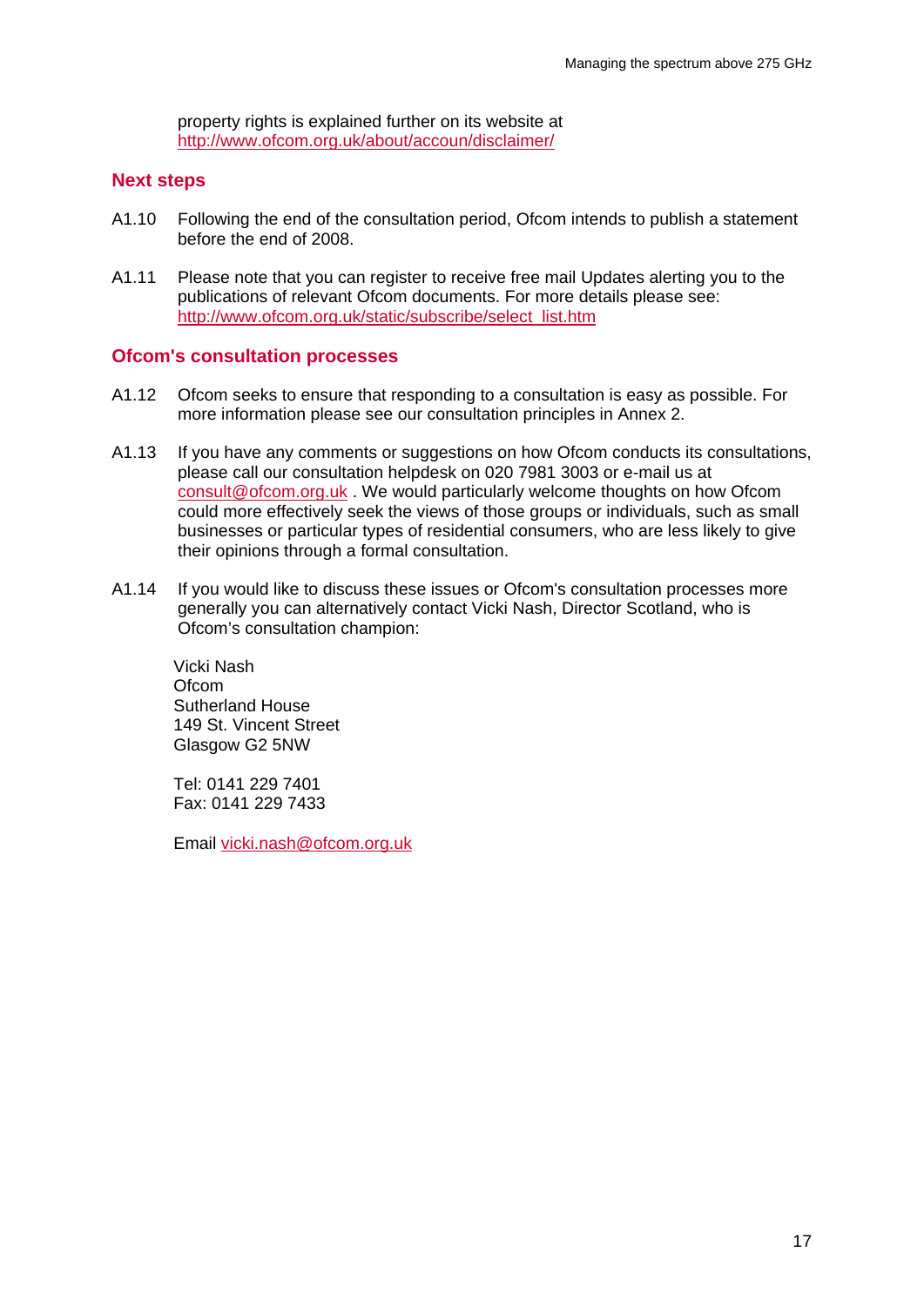property rights is explained further on its website at http://www.ofcom.org.uk/about/accoun/disclaimer/

## Next steps

A1.10 Following the end of the consultation period, Ofcom intends to publish a statement before the end of 2008.

A1.11 Please note that you can register to receive free mail Updates alerting you to the publications of relevant Ofcom documents. For more details please see: http://www.ofcom.org.uk/static/subscribe/select_list.htm

## Ofcom's consultation processes

A1.12 Ofcom seeks to ensure that responding to a consultation is easy as possible. For more information please see our consultation principles in Annex 2.

A1.13 If you have any comments or suggestions on how Ofcom conducts its consultations, please call our consultation helpdesk on 020 7981 3003 or e-mail us at consult@ofcom.org.uk . We would particularly welcome thoughts on how Ofcom could more effectively seek the views of those groups or individuals, such as small businesses or particular types of residential consumers, who are less likely to give their opinions through a formal consultation.

A1.14 If you would like to discuss these issues or Ofcom's consultation processes more generally you can alternatively contact Vicki Nash, Director Scotland, who is Ofcom's consultation champion:

Vicki Nash
Ofcom
Sutherland House
149 St. Vincent Street
Glasgow G2 5NW

Tel: 0141 229 7401
Fax: 0141 229 7433

Email vicki.nash@ofcom.org.uk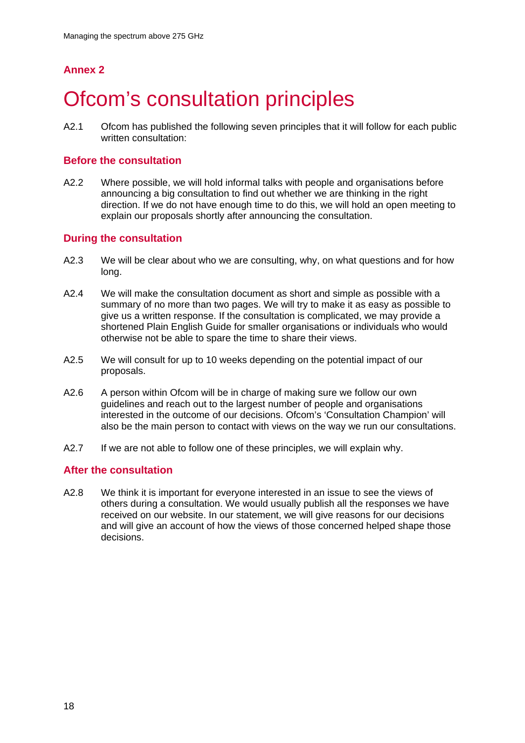## Annex 2

# Ofcom's consultation principles

A2.1 Ofcom has published the following seven principles that it will follow for each public written consultation:

### Before the consultation

A2.2 Where possible, we will hold informal talks with people and organisations before announcing a big consultation to find out whether we are thinking in the right direction. If we do not have enough time to do this, we will hold an open meeting to explain our proposals shortly after announcing the consultation.

### During the consultation

A2.3 We will be clear about who we are consulting, why, on what questions and for how long.

A2.4 We will make the consultation document as short and simple as possible with a summary of no more than two pages. We will try to make it as easy as possible to give us a written response. If the consultation is complicated, we may provide a shortened Plain English Guide for smaller organisations or individuals who would otherwise not be able to spare the time to share their views.

A2.5 We will consult for up to 10 weeks depending on the potential impact of our proposals.

A2.6 A person within Ofcom will be in charge of making sure we follow our own guidelines and reach out to the largest number of people and organisations interested in the outcome of our decisions. Ofcom's 'Consultation Champion' will also be the main person to contact with views on the way we run our consultations.

A2.7 If we are not able to follow one of these principles, we will explain why.

### After the consultation

A2.8 We think it is important for everyone interested in an issue to see the views of others during a consultation. We would usually publish all the responses we have received on our website. In our statement, we will give reasons for our decisions and will give an account of how the views of those concerned helped shape those decisions.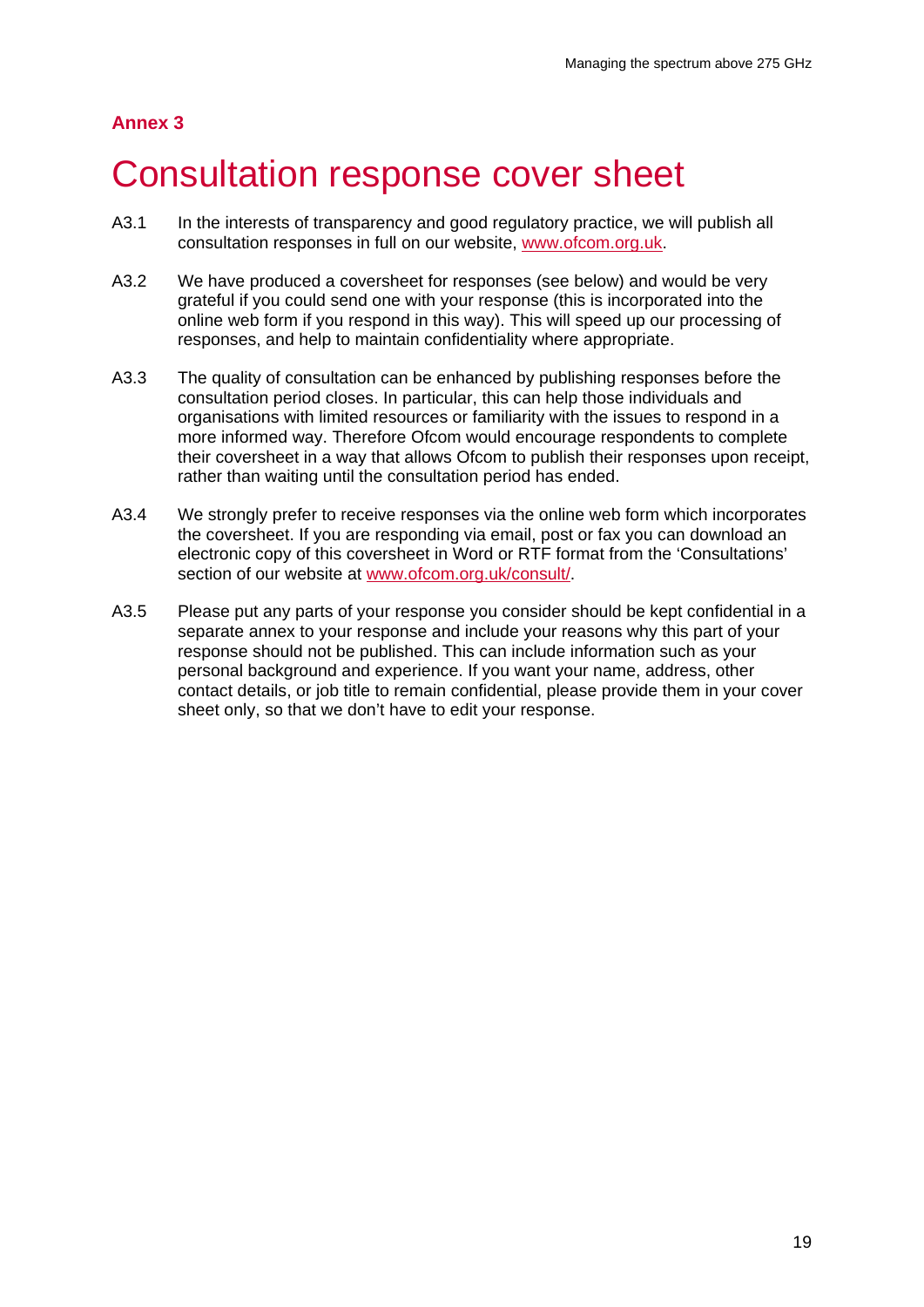## Annex 3

# Consultation response cover sheet

A3.1 In the interests of transparency and good regulatory practice, we will publish all consultation responses in full on our website, www.ofcom.org.uk.

A3.2 We have produced a coversheet for responses (see below) and would be very grateful if you could send one with your response (this is incorporated into the online web form if you respond in this way). This will speed up our processing of responses, and help to maintain confidentiality where appropriate.

A3.3 The quality of consultation can be enhanced by publishing responses before the consultation period closes. In particular, this can help those individuals and organisations with limited resources or familiarity with the issues to respond in a more informed way. Therefore Ofcom would encourage respondents to complete their coversheet in a way that allows Ofcom to publish their responses upon receipt, rather than waiting until the consultation period has ended.

A3.4 We strongly prefer to receive responses via the online web form which incorporates the coversheet. If you are responding via email, post or fax you can download an electronic copy of this coversheet in Word or RTF format from the 'Consultations' section of our website at www.ofcom.org.uk/consult/.

A3.5 Please put any parts of your response you consider should be kept confidential in a separate annex to your response and include your reasons why this part of your response should not be published. This can include information such as your personal background and experience. If you want your name, address, other contact details, or job title to remain confidential, please provide them in your cover sheet only, so that we don't have to edit your response.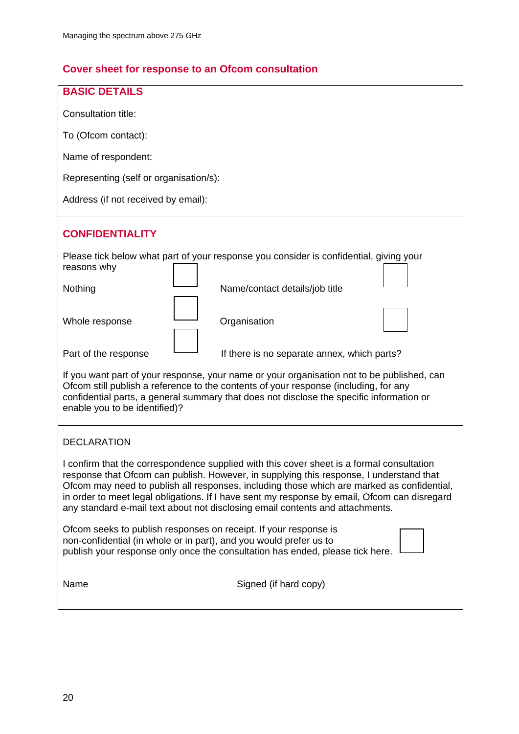## Cover sheet for response to an Ofcom consultation

### BASIC DETAILS

Consultation title:

To (Ofcom contact):

Name of respondent:

Representing (self or organisation/s):

Address (if not received by email):

### CONFIDENTIALITY

Please tick below what part of your response you consider is confidential, giving your reasons why

| | | | |
|---|---|---|---|
| Nothing | ☐ | Name/contact details/job title | ☐ |
| Whole response | ☐ | Organisation | ☐ |
| Part of the response | ☐ | If there is no separate annex, which parts? | |

If you want part of your response, your name or your organisation not to be published, can Ofcom still publish a reference to the contents of your response (including, for any confidential parts, a general summary that does not disclose the specific information or enable you to be identified)?

DECLARATION

I confirm that the correspondence supplied with this cover sheet is a formal consultation response that Ofcom can publish. However, in supplying this response, I understand that Ofcom may need to publish all responses, including those which are marked as confidential, in order to meet legal obligations. If I have sent my response by email, Ofcom can disregard any standard e-mail text about not disclosing email contents and attachments.

Ofcom seeks to publish responses on receipt. If your response is non-confidential (in whole or in part), and you would prefer us to publish your response only once the consultation has ended, please tick here. ☐

Name

Signed (if hard copy)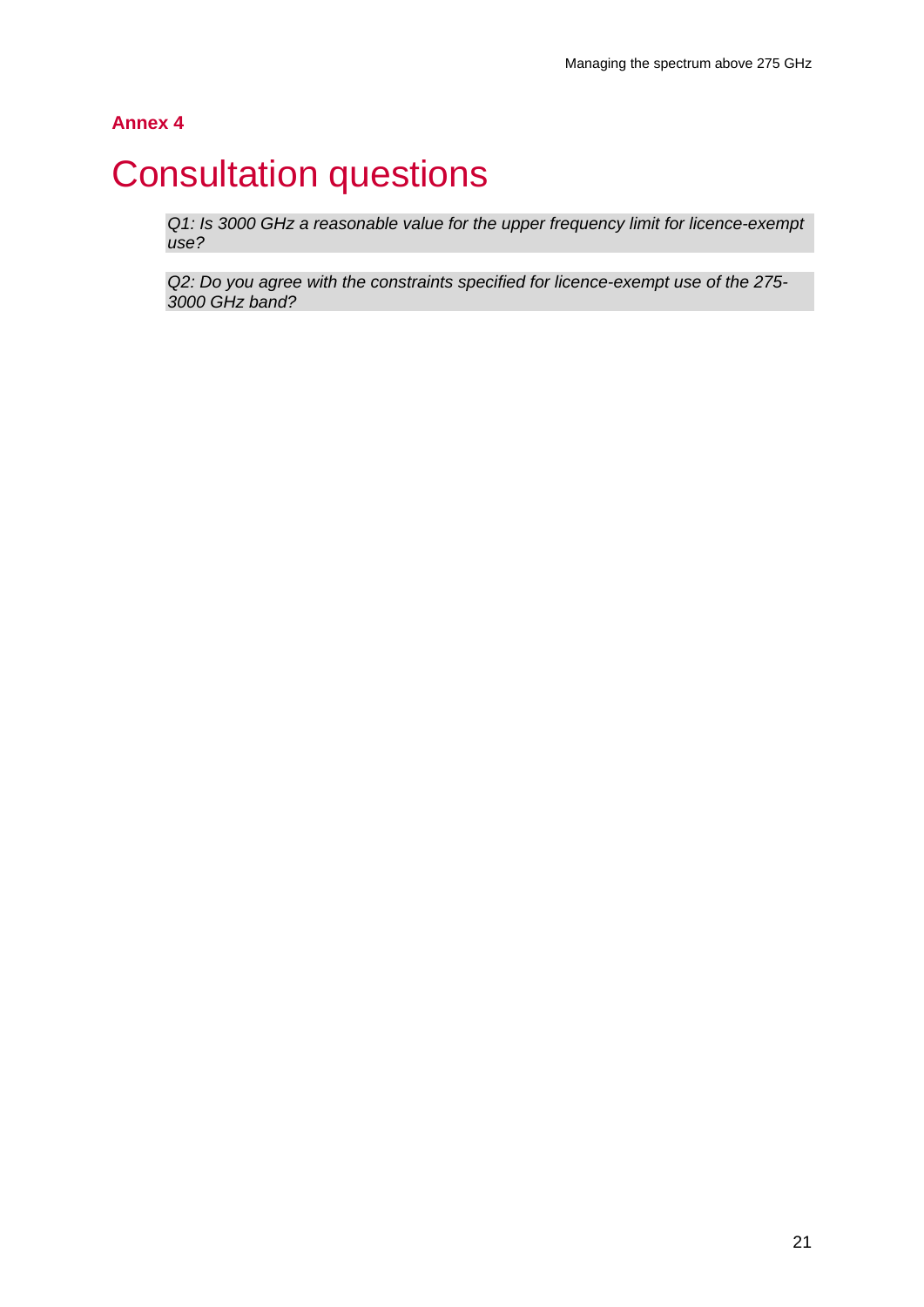## Annex 4

# Consultation questions

*Q1: Is 3000 GHz a reasonable value for the upper frequency limit for licence-exempt use?*

*Q2: Do you agree with the constraints specified for licence-exempt use of the 275-3000 GHz band?*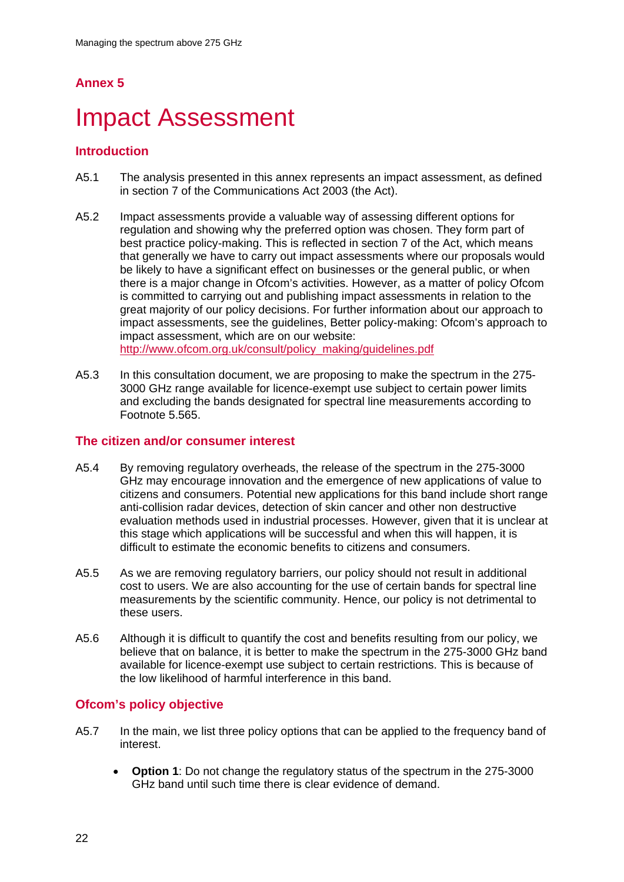## Annex 5

# Impact Assessment

### Introduction

A5.1 The analysis presented in this annex represents an impact assessment, as defined in section 7 of the Communications Act 2003 (the Act).

A5.2 Impact assessments provide a valuable way of assessing different options for regulation and showing why the preferred option was chosen. They form part of best practice policy-making. This is reflected in section 7 of the Act, which means that generally we have to carry out impact assessments where our proposals would be likely to have a significant effect on businesses or the general public, or when there is a major change in Ofcom's activities. However, as a matter of policy Ofcom is committed to carrying out and publishing impact assessments in relation to the great majority of our policy decisions. For further information about our approach to impact assessments, see the guidelines, Better policy-making: Ofcom's approach to impact assessment, which are on our website: http://www.ofcom.org.uk/consult/policy_making/guidelines.pdf

A5.3 In this consultation document, we are proposing to make the spectrum in the 275-3000 GHz range available for licence-exempt use subject to certain power limits and excluding the bands designated for spectral line measurements according to Footnote 5.565.

### The citizen and/or consumer interest

A5.4 By removing regulatory overheads, the release of the spectrum in the 275-3000 GHz may encourage innovation and the emergence of new applications of value to citizens and consumers. Potential new applications for this band include short range anti-collision radar devices, detection of skin cancer and other non destructive evaluation methods used in industrial processes. However, given that it is unclear at this stage which applications will be successful and when this will happen, it is difficult to estimate the economic benefits to citizens and consumers.

A5.5 As we are removing regulatory barriers, our policy should not result in additional cost to users. We are also accounting for the use of certain bands for spectral line measurements by the scientific community. Hence, our policy is not detrimental to these users.

A5.6 Although it is difficult to quantify the cost and benefits resulting from our policy, we believe that on balance, it is better to make the spectrum in the 275-3000 GHz band available for licence-exempt use subject to certain restrictions. This is because of the low likelihood of harmful interference in this band.

### Ofcom's policy objective

A5.7 In the main, we list three policy options that can be applied to the frequency band of interest.

- **Option 1**: Do not change the regulatory status of the spectrum in the 275-3000 GHz band until such time there is clear evidence of demand.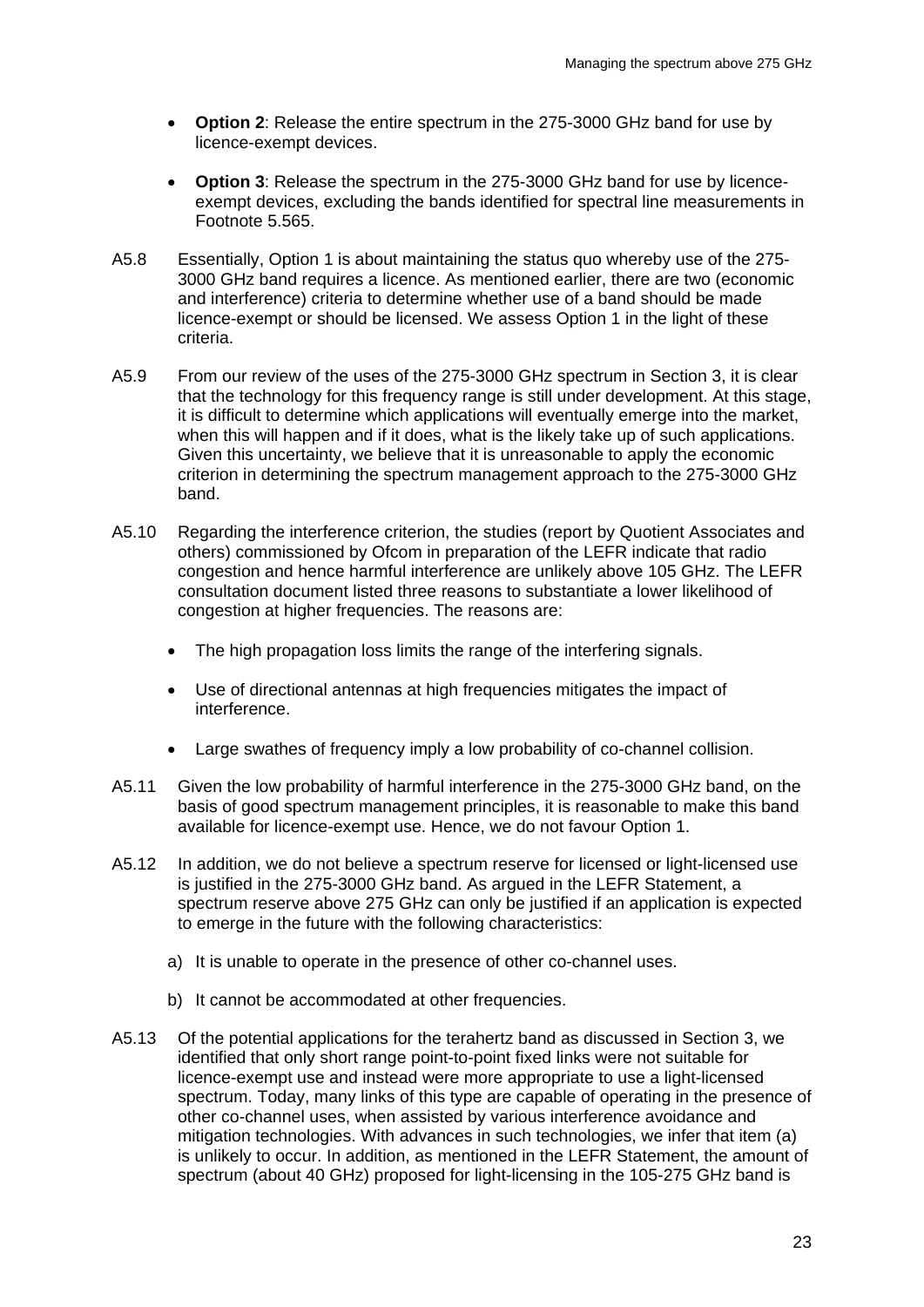- **Option 2**: Release the entire spectrum in the 275-3000 GHz band for use by licence-exempt devices.

- **Option 3**: Release the spectrum in the 275-3000 GHz band for use by licence-exempt devices, excluding the bands identified for spectral line measurements in Footnote 5.565.

A5.8 Essentially, Option 1 is about maintaining the status quo whereby use of the 275-3000 GHz band requires a licence. As mentioned earlier, there are two (economic and interference) criteria to determine whether use of a band should be made licence-exempt or should be licensed. We assess Option 1 in the light of these criteria.

A5.9 From our review of the uses of the 275-3000 GHz spectrum in Section 3, it is clear that the technology for this frequency range is still under development. At this stage, it is difficult to determine which applications will eventually emerge into the market, when this will happen and if it does, what is the likely take up of such applications. Given this uncertainty, we believe that it is unreasonable to apply the economic criterion in determining the spectrum management approach to the 275-3000 GHz band.

A5.10 Regarding the interference criterion, the studies (report by Quotient Associates and others) commissioned by Ofcom in preparation of the LEFR indicate that radio congestion and hence harmful interference are unlikely above 105 GHz. The LEFR consultation document listed three reasons to substantiate a lower likelihood of congestion at higher frequencies. The reasons are:

- The high propagation loss limits the range of the interfering signals.

- Use of directional antennas at high frequencies mitigates the impact of interference.

- Large swathes of frequency imply a low probability of co-channel collision.

A5.11 Given the low probability of harmful interference in the 275-3000 GHz band, on the basis of good spectrum management principles, it is reasonable to make this band available for licence-exempt use. Hence, we do not favour Option 1.

A5.12 In addition, we do not believe a spectrum reserve for licensed or light-licensed use is justified in the 275-3000 GHz band. As argued in the LEFR Statement, a spectrum reserve above 275 GHz can only be justified if an application is expected to emerge in the future with the following characteristics:

a) It is unable to operate in the presence of other co-channel uses.

b) It cannot be accommodated at other frequencies.

A5.13 Of the potential applications for the terahertz band as discussed in Section 3, we identified that only short range point-to-point fixed links were not suitable for licence-exempt use and instead were more appropriate to use a light-licensed spectrum. Today, many links of this type are capable of operating in the presence of other co-channel uses, when assisted by various interference avoidance and mitigation technologies. With advances in such technologies, we infer that item (a) is unlikely to occur. In addition, as mentioned in the LEFR Statement, the amount of spectrum (about 40 GHz) proposed for light-licensing in the 105-275 GHz band is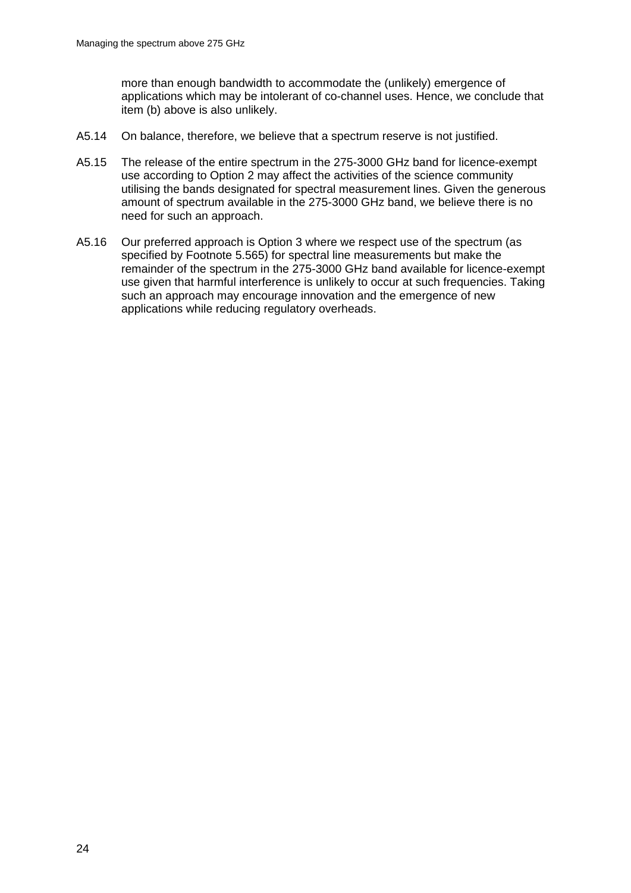more than enough bandwidth to accommodate the (unlikely) emergence of applications which may be intolerant of co-channel uses. Hence, we conclude that item (b) above is also unlikely.

A5.14 On balance, therefore, we believe that a spectrum reserve is not justified.

A5.15 The release of the entire spectrum in the 275-3000 GHz band for licence-exempt use according to Option 2 may affect the activities of the science community utilising the bands designated for spectral measurement lines. Given the generous amount of spectrum available in the 275-3000 GHz band, we believe there is no need for such an approach.

A5.16 Our preferred approach is Option 3 where we respect use of the spectrum (as specified by Footnote 5.565) for spectral line measurements but make the remainder of the spectrum in the 275-3000 GHz band available for licence-exempt use given that harmful interference is unlikely to occur at such frequencies. Taking such an approach may encourage innovation and the emergence of new applications while reducing regulatory overheads.